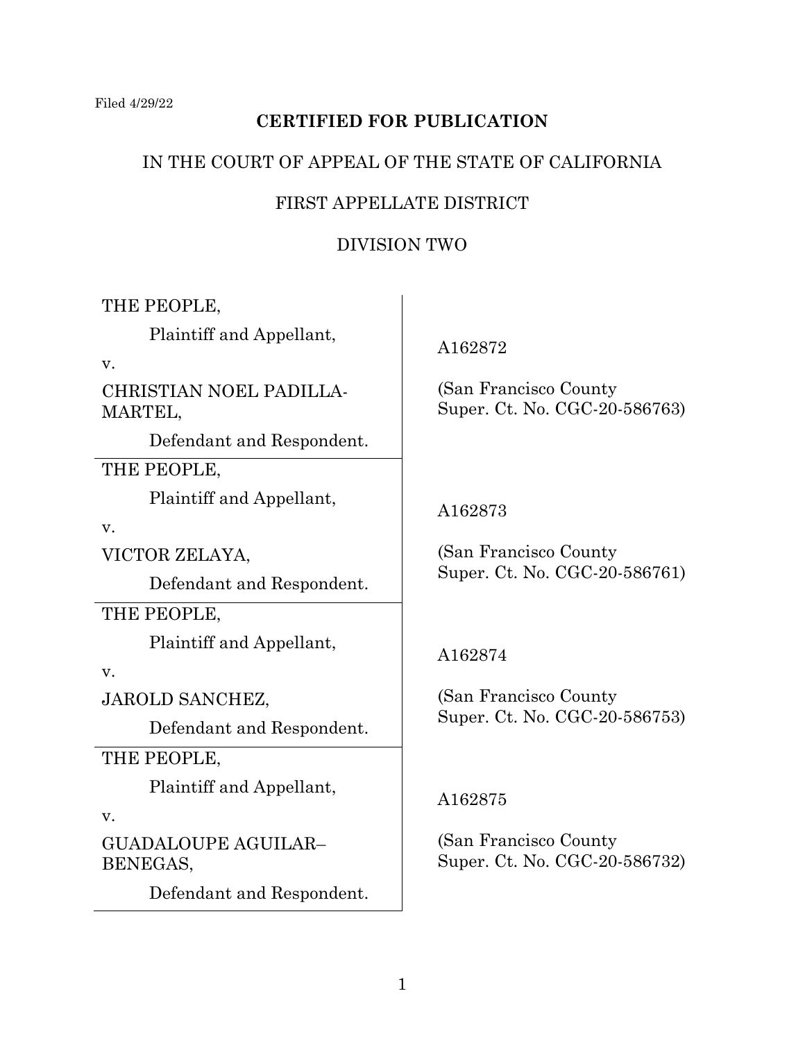Filed 4/29/22

**CERTIFIED FOR PUBLICATION**

IN THE COURT OF APPEAL OF THE STATE OF CALIFORNIA

FIRST APPELLATE DISTRICT

DIVISION TWO

| | |
|---|---|
| THE PEOPLE,<br>Plaintiff and Appellant,<br>v.<br>CHRISTIAN NOEL PADILLA-MARTEL,<br>Defendant and Respondent. | A162872<br><br>(San Francisco County Super. Ct. No. CGC-20-586763) |
| THE PEOPLE,<br>Plaintiff and Appellant,<br>v.<br>VICTOR ZELAYA,<br>Defendant and Respondent. | A162873<br><br>(San Francisco County Super. Ct. No. CGC-20-586761) |
| THE PEOPLE,<br>Plaintiff and Appellant,<br>v.<br>JAROLD SANCHEZ,<br>Defendant and Respondent. | A162874<br><br>(San Francisco County Super. Ct. No. CGC-20-586753) |
| THE PEOPLE,<br>Plaintiff and Appellant,<br>v.<br>GUADALOUPE AGUILAR–BENEGAS,<br>Defendant and Respondent. | A162875<br><br>(San Francisco County Super. Ct. No. CGC-20-586732) |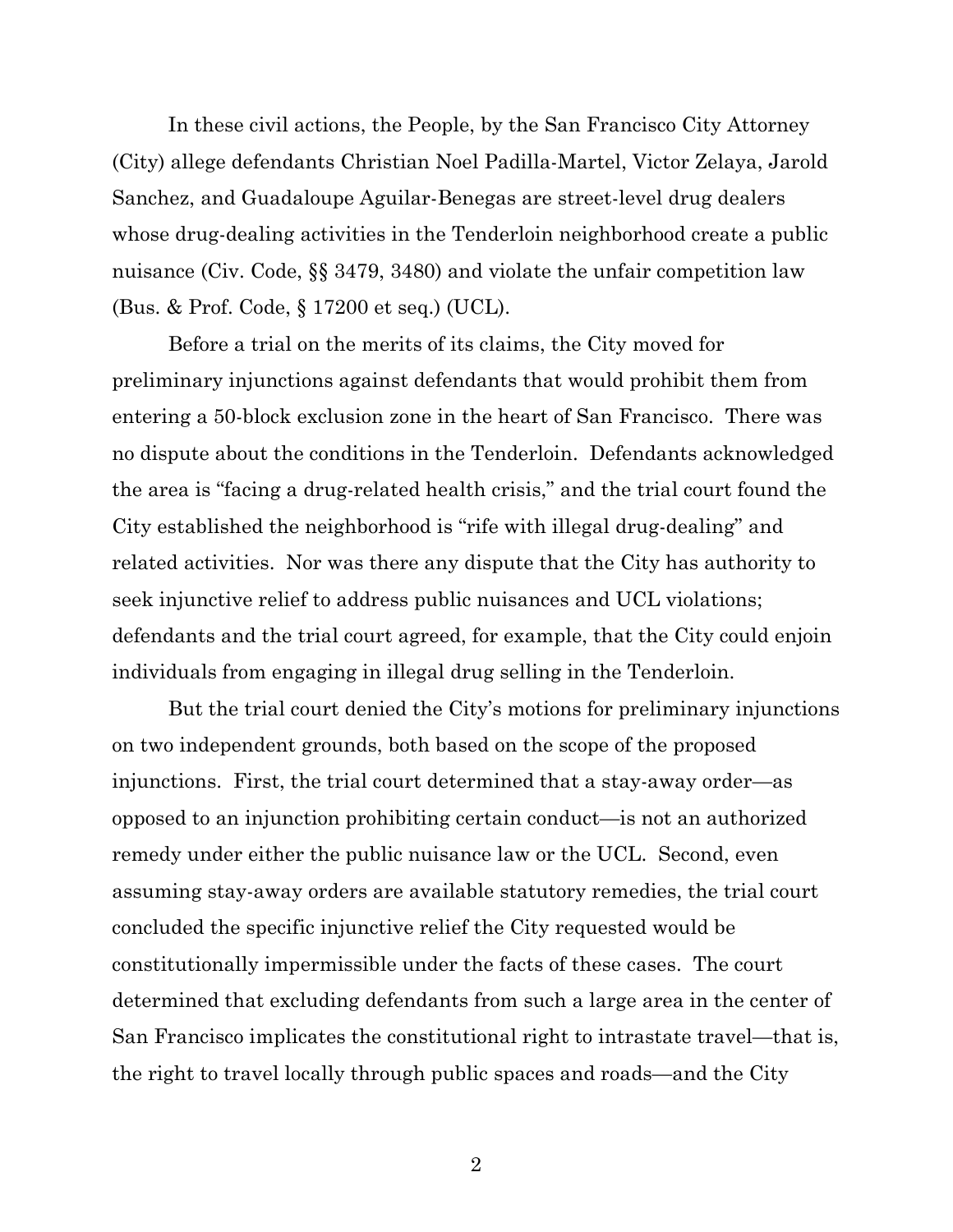In these civil actions, the People, by the San Francisco City Attorney (City) allege defendants Christian Noel Padilla-Martel, Victor Zelaya, Jarold Sanchez, and Guadaloupe Aguilar-Benegas are street-level drug dealers whose drug-dealing activities in the Tenderloin neighborhood create a public nuisance (Civ. Code, §§ 3479, 3480) and violate the unfair competition law (Bus. & Prof. Code, § 17200 et seq.) (UCL).

Before a trial on the merits of its claims, the City moved for preliminary injunctions against defendants that would prohibit them from entering a 50-block exclusion zone in the heart of San Francisco. There was no dispute about the conditions in the Tenderloin. Defendants acknowledged the area is "facing a drug-related health crisis," and the trial court found the City established the neighborhood is "rife with illegal drug-dealing" and related activities. Nor was there any dispute that the City has authority to seek injunctive relief to address public nuisances and UCL violations; defendants and the trial court agreed, for example, that the City could enjoin individuals from engaging in illegal drug selling in the Tenderloin.

But the trial court denied the City's motions for preliminary injunctions on two independent grounds, both based on the scope of the proposed injunctions. First, the trial court determined that a stay-away order—as opposed to an injunction prohibiting certain conduct—is not an authorized remedy under either the public nuisance law or the UCL. Second, even assuming stay-away orders are available statutory remedies, the trial court concluded the specific injunctive relief the City requested would be constitutionally impermissible under the facts of these cases. The court determined that excluding defendants from such a large area in the center of San Francisco implicates the constitutional right to intrastate travel—that is, the right to travel locally through public spaces and roads—and the City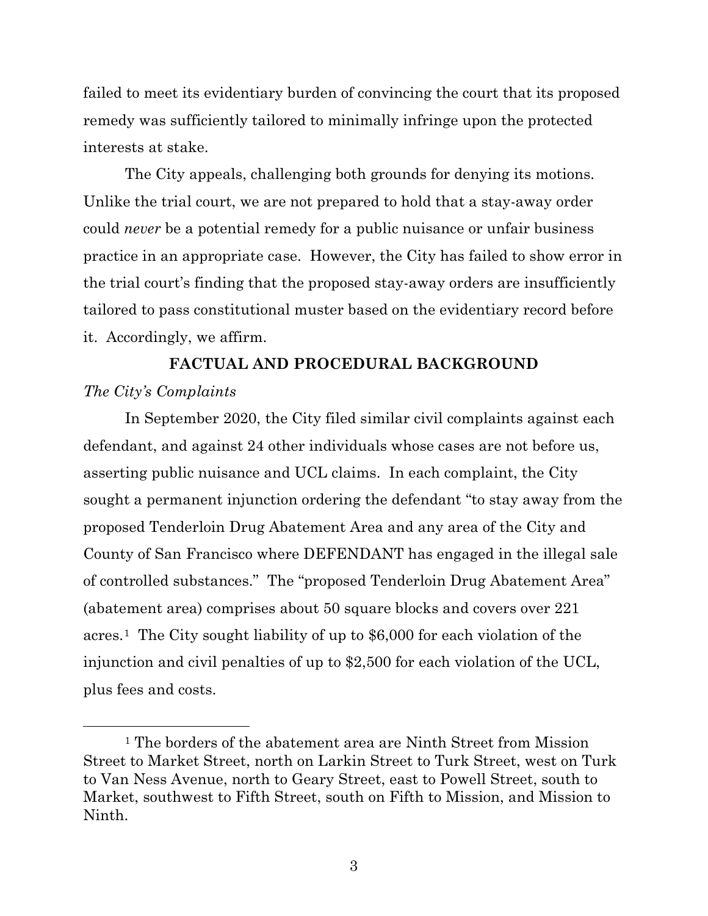failed to meet its evidentiary burden of convincing the court that its proposed remedy was sufficiently tailored to minimally infringe upon the protected interests at stake.

The City appeals, challenging both grounds for denying its motions. Unlike the trial court, we are not prepared to hold that a stay-away order could *never* be a potential remedy for a public nuisance or unfair business practice in an appropriate case. However, the City has failed to show error in the trial court's finding that the proposed stay-away orders are insufficiently tailored to pass constitutional muster based on the evidentiary record before it. Accordingly, we affirm.

## FACTUAL AND PROCEDURAL BACKGROUND

*The City's Complaints*

In September 2020, the City filed similar civil complaints against each defendant, and against 24 other individuals whose cases are not before us, asserting public nuisance and UCL claims. In each complaint, the City sought a permanent injunction ordering the defendant "to stay away from the proposed Tenderloin Drug Abatement Area and any area of the City and County of San Francisco where DEFENDANT has engaged in the illegal sale of controlled substances." The "proposed Tenderloin Drug Abatement Area" (abatement area) comprises about 50 square blocks and covers over 221 acres.[1] The City sought liability of up to $6,000 for each violation of the injunction and civil penalties of up to $2,500 for each violation of the UCL, plus fees and costs.

[1] The borders of the abatement area are Ninth Street from Mission Street to Market Street, north on Larkin Street to Turk Street, west on Turk to Van Ness Avenue, north to Geary Street, east to Powell Street, south to Market, southwest to Fifth Street, south on Fifth to Mission, and Mission to Ninth.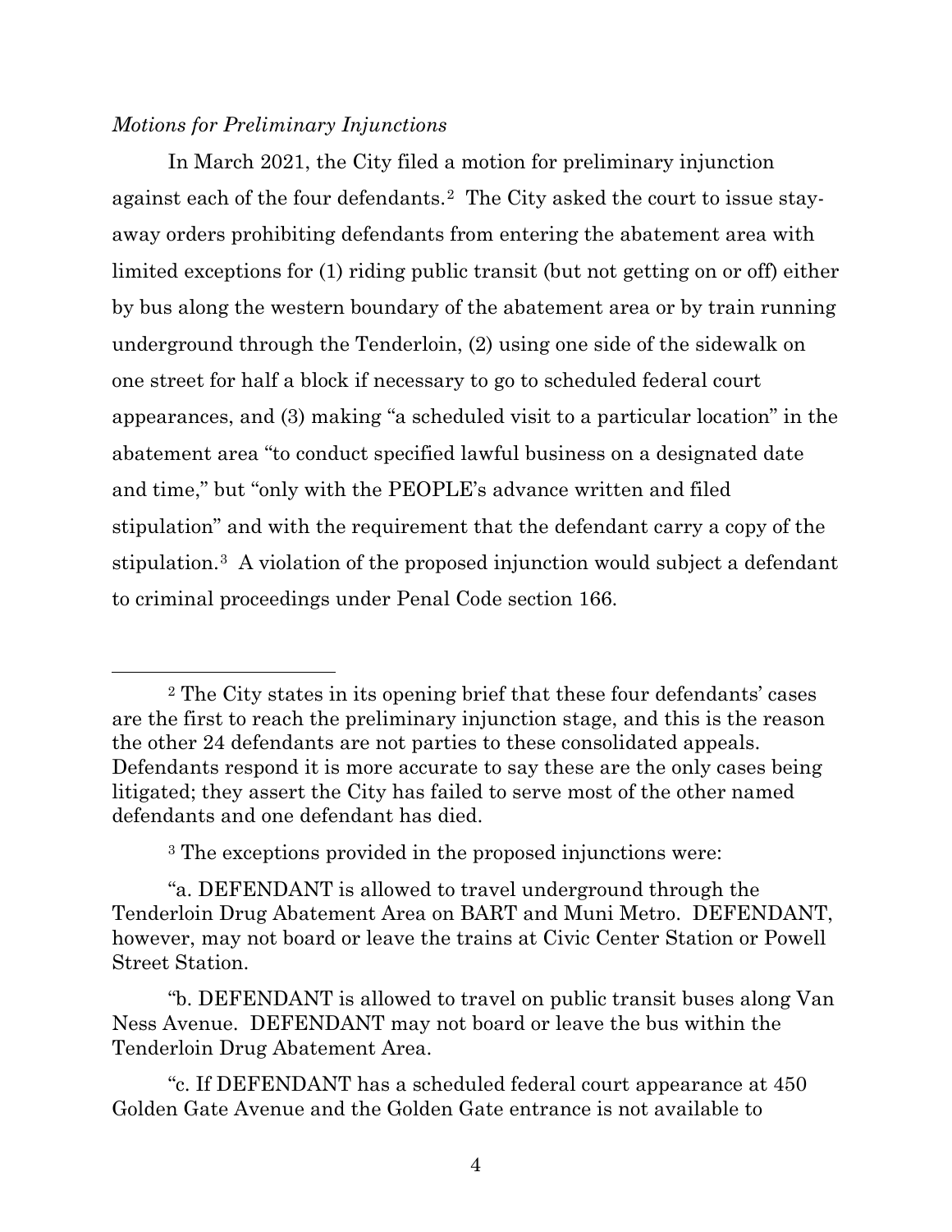*Motions for Preliminary Injunctions*

In March 2021, the City filed a motion for preliminary injunction against each of the four defendants.[2] The City asked the court to issue stay-away orders prohibiting defendants from entering the abatement area with limited exceptions for (1) riding public transit (but not getting on or off) either by bus along the western boundary of the abatement area or by train running underground through the Tenderloin, (2) using one side of the sidewalk on one street for half a block if necessary to go to scheduled federal court appearances, and (3) making "a scheduled visit to a particular location" in the abatement area "to conduct specified lawful business on a designated date and time," but "only with the PEOPLE's advance written and filed stipulation" and with the requirement that the defendant carry a copy of the stipulation.[3] A violation of the proposed injunction would subject a defendant to criminal proceedings under Penal Code section 166.

---

[2] The City states in its opening brief that these four defendants' cases are the first to reach the preliminary injunction stage, and this is the reason the other 24 defendants are not parties to these consolidated appeals. Defendants respond it is more accurate to say these are the only cases being litigated; they assert the City has failed to serve most of the other named defendants and one defendant has died.

[3] The exceptions provided in the proposed injunctions were:

"a. DEFENDANT is allowed to travel underground through the Tenderloin Drug Abatement Area on BART and Muni Metro. DEFENDANT, however, may not board or leave the trains at Civic Center Station or Powell Street Station.

"b. DEFENDANT is allowed to travel on public transit buses along Van Ness Avenue. DEFENDANT may not board or leave the bus within the Tenderloin Drug Abatement Area.

"c. If DEFENDANT has a scheduled federal court appearance at 450 Golden Gate Avenue and the Golden Gate entrance is not available to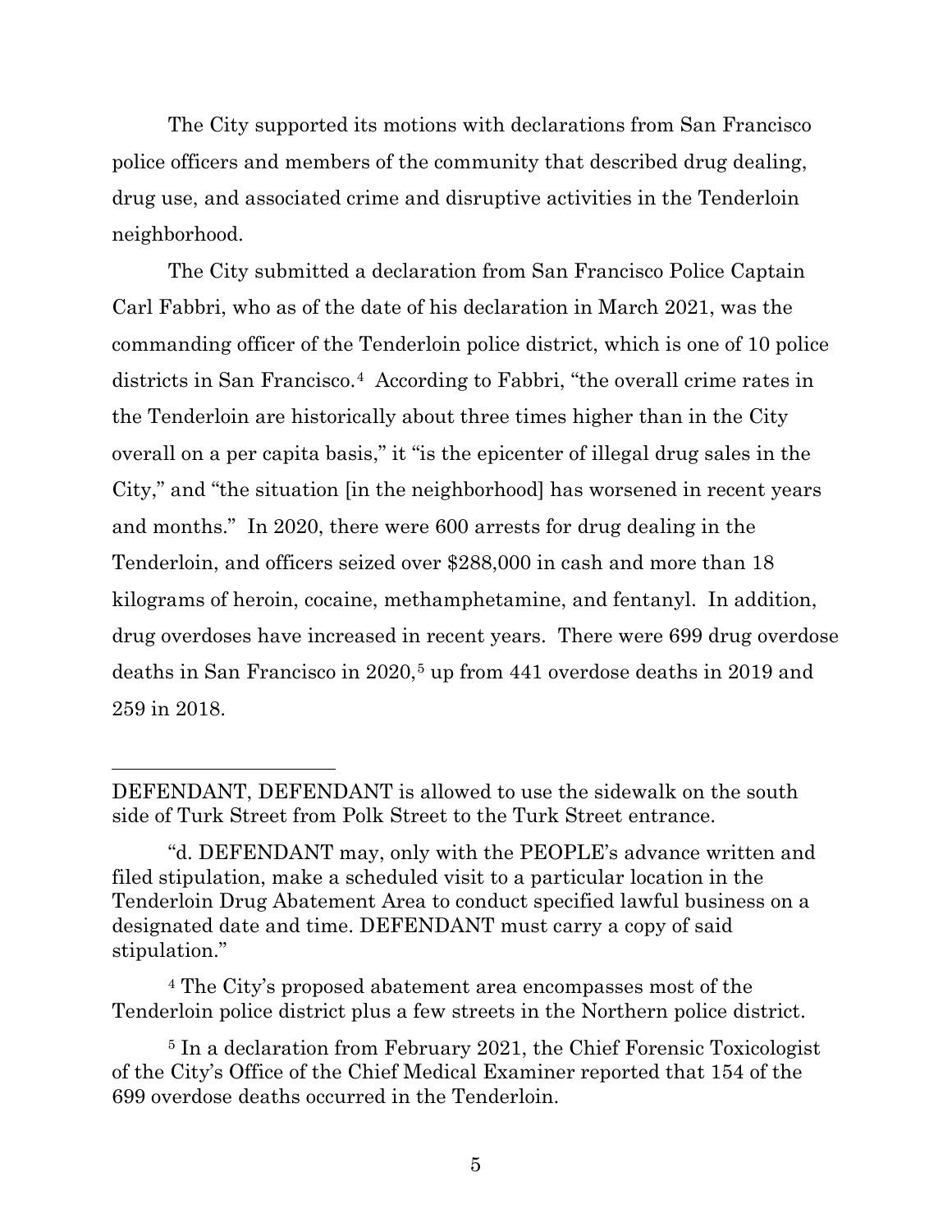The City supported its motions with declarations from San Francisco police officers and members of the community that described drug dealing, drug use, and associated crime and disruptive activities in the Tenderloin neighborhood.

The City submitted a declaration from San Francisco Police Captain Carl Fabbri, who as of the date of his declaration in March 2021, was the commanding officer of the Tenderloin police district, which is one of 10 police districts in San Francisco.[4] According to Fabbri, "the overall crime rates in the Tenderloin are historically about three times higher than in the City overall on a per capita basis," it "is the epicenter of illegal drug sales in the City," and "the situation [in the neighborhood] has worsened in recent years and months." In 2020, there were 600 arrests for drug dealing in the Tenderloin, and officers seized over $288,000 in cash and more than 18 kilograms of heroin, cocaine, methamphetamine, and fentanyl. In addition, drug overdoses have increased in recent years. There were 699 drug overdose deaths in San Francisco in 2020,[5] up from 441 overdose deaths in 2019 and 259 in 2018.

---

DEFENDANT, DEFENDANT is allowed to use the sidewalk on the south side of Turk Street from Polk Street to the Turk Street entrance.

"d. DEFENDANT may, only with the PEOPLE's advance written and filed stipulation, make a scheduled visit to a particular location in the Tenderloin Drug Abatement Area to conduct specified lawful business on a designated date and time. DEFENDANT must carry a copy of said stipulation."

[4] The City's proposed abatement area encompasses most of the Tenderloin police district plus a few streets in the Northern police district.

[5] In a declaration from February 2021, the Chief Forensic Toxicologist of the City's Office of the Chief Medical Examiner reported that 154 of the 699 overdose deaths occurred in the Tenderloin.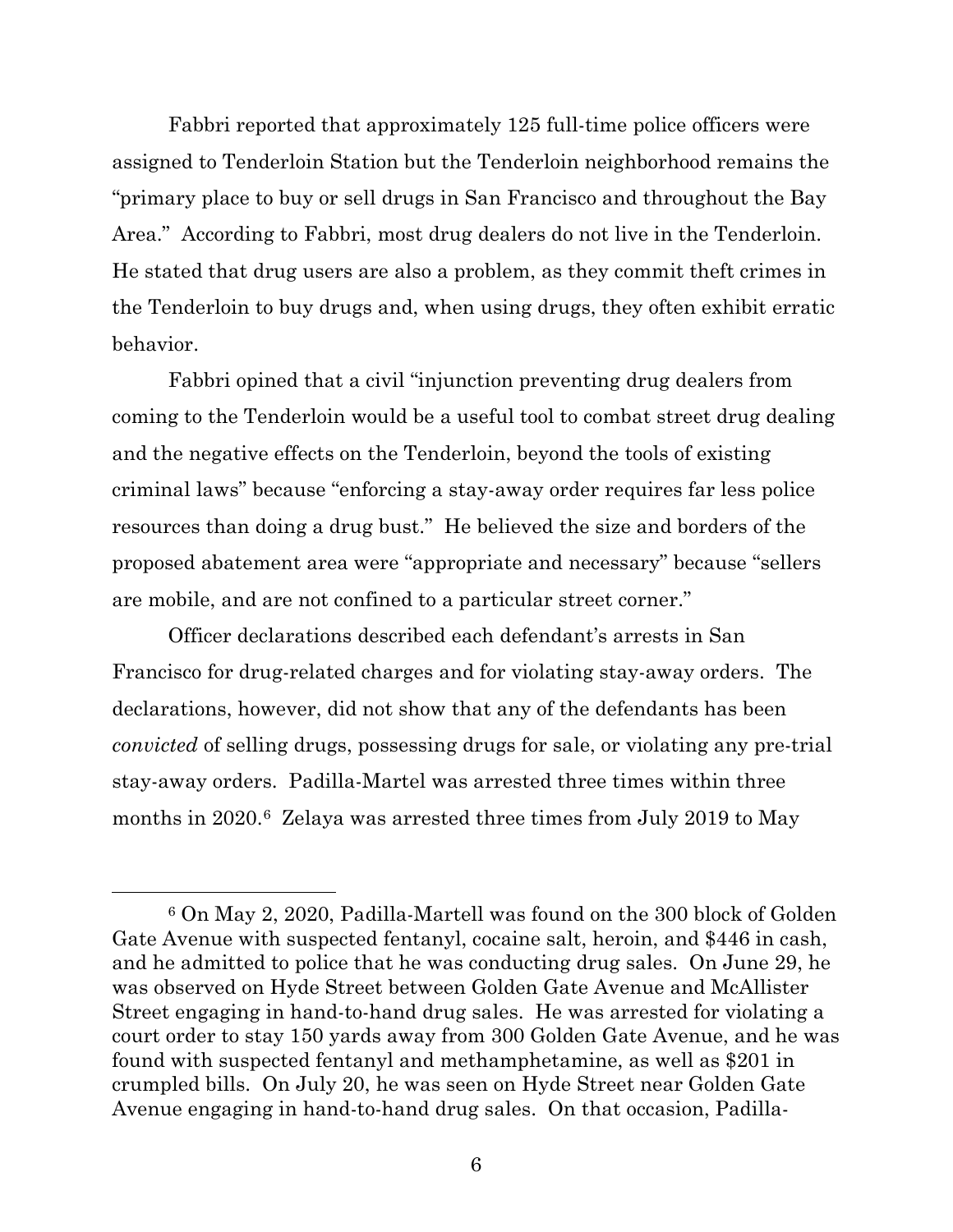Fabbri reported that approximately 125 full-time police officers were assigned to Tenderloin Station but the Tenderloin neighborhood remains the "primary place to buy or sell drugs in San Francisco and throughout the Bay Area." According to Fabbri, most drug dealers do not live in the Tenderloin. He stated that drug users are also a problem, as they commit theft crimes in the Tenderloin to buy drugs and, when using drugs, they often exhibit erratic behavior.

Fabbri opined that a civil "injunction preventing drug dealers from coming to the Tenderloin would be a useful tool to combat street drug dealing and the negative effects on the Tenderloin, beyond the tools of existing criminal laws" because "enforcing a stay-away order requires far less police resources than doing a drug bust." He believed the size and borders of the proposed abatement area were "appropriate and necessary" because "sellers are mobile, and are not confined to a particular street corner."

Officer declarations described each defendant's arrests in San Francisco for drug-related charges and for violating stay-away orders. The declarations, however, did not show that any of the defendants has been *convicted* of selling drugs, possessing drugs for sale, or violating any pre-trial stay-away orders. Padilla-Martel was arrested three times within three months in 2020.[6] Zelaya was arrested three times from July 2019 to May

---

[6] On May 2, 2020, Padilla-Martell was found on the 300 block of Golden Gate Avenue with suspected fentanyl, cocaine salt, heroin, and $446 in cash, and he admitted to police that he was conducting drug sales. On June 29, he was observed on Hyde Street between Golden Gate Avenue and McAllister Street engaging in hand-to-hand drug sales. He was arrested for violating a court order to stay 150 yards away from 300 Golden Gate Avenue, and he was found with suspected fentanyl and methamphetamine, as well as $201 in crumpled bills. On July 20, he was seen on Hyde Street near Golden Gate Avenue engaging in hand-to-hand drug sales. On that occasion, Padilla-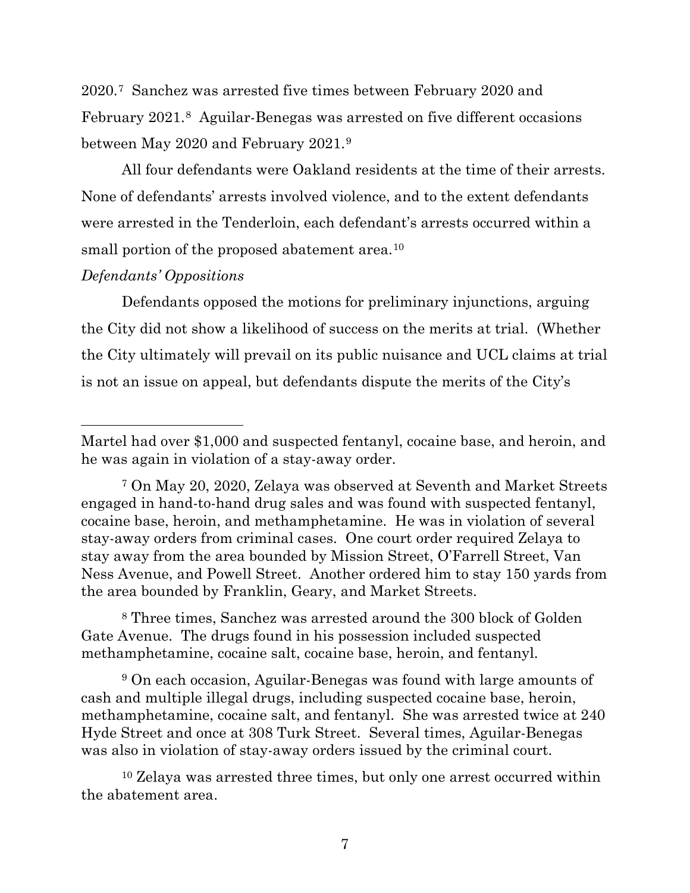2020.[7] Sanchez was arrested five times between February 2020 and February 2021.[8] Aguilar-Benegas was arrested on five different occasions between May 2020 and February 2021.[9]

All four defendants were Oakland residents at the time of their arrests. None of defendants' arrests involved violence, and to the extent defendants were arrested in the Tenderloin, each defendant's arrests occurred within a small portion of the proposed abatement area.[10]

*Defendants' Oppositions*

Defendants opposed the motions for preliminary injunctions, arguing the City did not show a likelihood of success on the merits at trial. (Whether the City ultimately will prevail on its public nuisance and UCL claims at trial is not an issue on appeal, but defendants dispute the merits of the City's

---

Martel had over $1,000 and suspected fentanyl, cocaine base, and heroin, and he was again in violation of a stay-away order.

[7] On May 20, 2020, Zelaya was observed at Seventh and Market Streets engaged in hand-to-hand drug sales and was found with suspected fentanyl, cocaine base, heroin, and methamphetamine. He was in violation of several stay-away orders from criminal cases. One court order required Zelaya to stay away from the area bounded by Mission Street, O'Farrell Street, Van Ness Avenue, and Powell Street. Another ordered him to stay 150 yards from the area bounded by Franklin, Geary, and Market Streets.

[8] Three times, Sanchez was arrested around the 300 block of Golden Gate Avenue. The drugs found in his possession included suspected methamphetamine, cocaine salt, cocaine base, heroin, and fentanyl.

[9] On each occasion, Aguilar-Benegas was found with large amounts of cash and multiple illegal drugs, including suspected cocaine base, heroin, methamphetamine, cocaine salt, and fentanyl. She was arrested twice at 240 Hyde Street and once at 308 Turk Street. Several times, Aguilar-Benegas was also in violation of stay-away orders issued by the criminal court.

[10] Zelaya was arrested three times, but only one arrest occurred within the abatement area.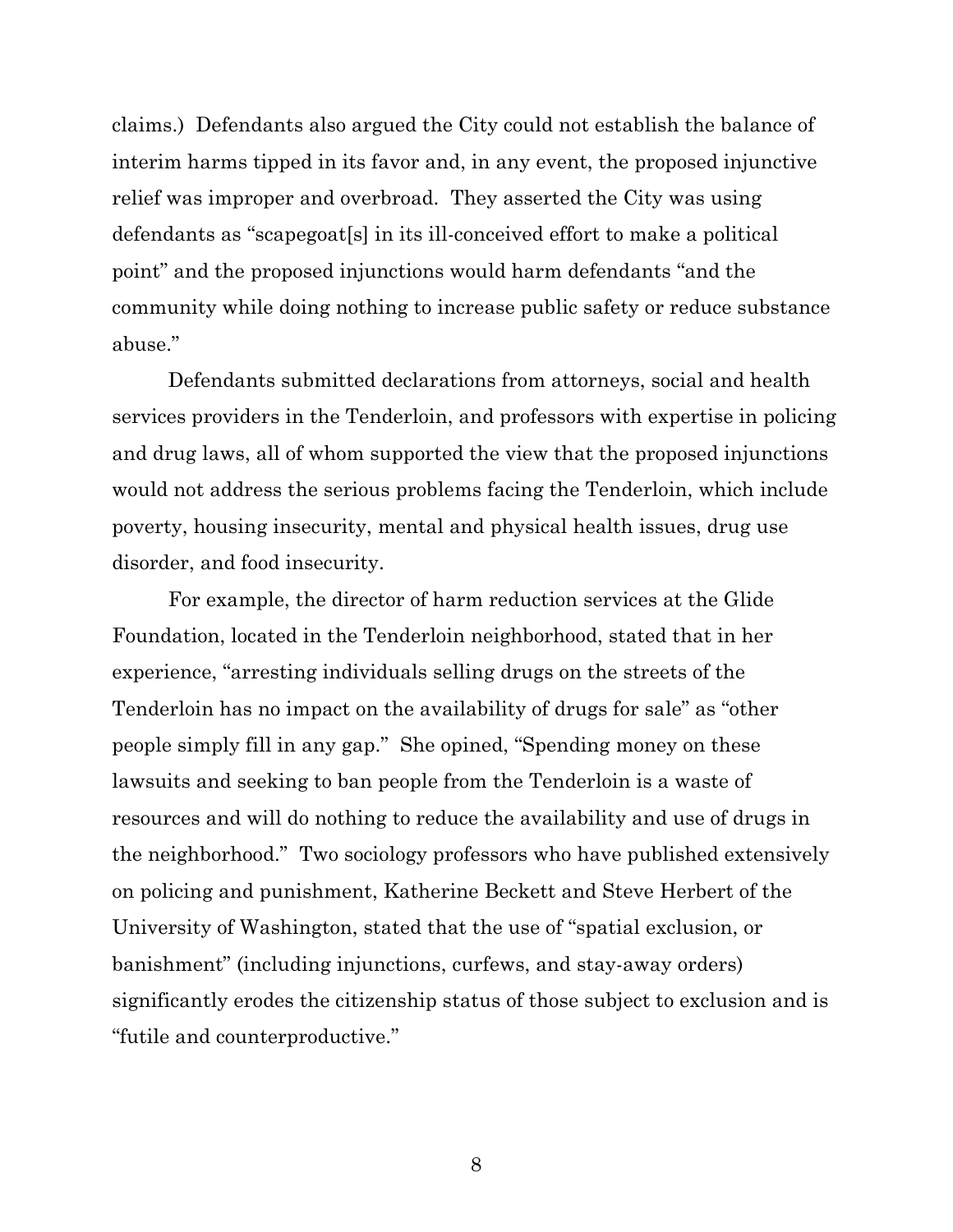claims.) Defendants also argued the City could not establish the balance of interim harms tipped in its favor and, in any event, the proposed injunctive relief was improper and overbroad. They asserted the City was using defendants as "scapegoat[s] in its ill-conceived effort to make a political point" and the proposed injunctions would harm defendants "and the community while doing nothing to increase public safety or reduce substance abuse."

Defendants submitted declarations from attorneys, social and health services providers in the Tenderloin, and professors with expertise in policing and drug laws, all of whom supported the view that the proposed injunctions would not address the serious problems facing the Tenderloin, which include poverty, housing insecurity, mental and physical health issues, drug use disorder, and food insecurity.

For example, the director of harm reduction services at the Glide Foundation, located in the Tenderloin neighborhood, stated that in her experience, "arresting individuals selling drugs on the streets of the Tenderloin has no impact on the availability of drugs for sale" as "other people simply fill in any gap." She opined, "Spending money on these lawsuits and seeking to ban people from the Tenderloin is a waste of resources and will do nothing to reduce the availability and use of drugs in the neighborhood." Two sociology professors who have published extensively on policing and punishment, Katherine Beckett and Steve Herbert of the University of Washington, stated that the use of "spatial exclusion, or banishment" (including injunctions, curfews, and stay-away orders) significantly erodes the citizenship status of those subject to exclusion and is "futile and counterproductive."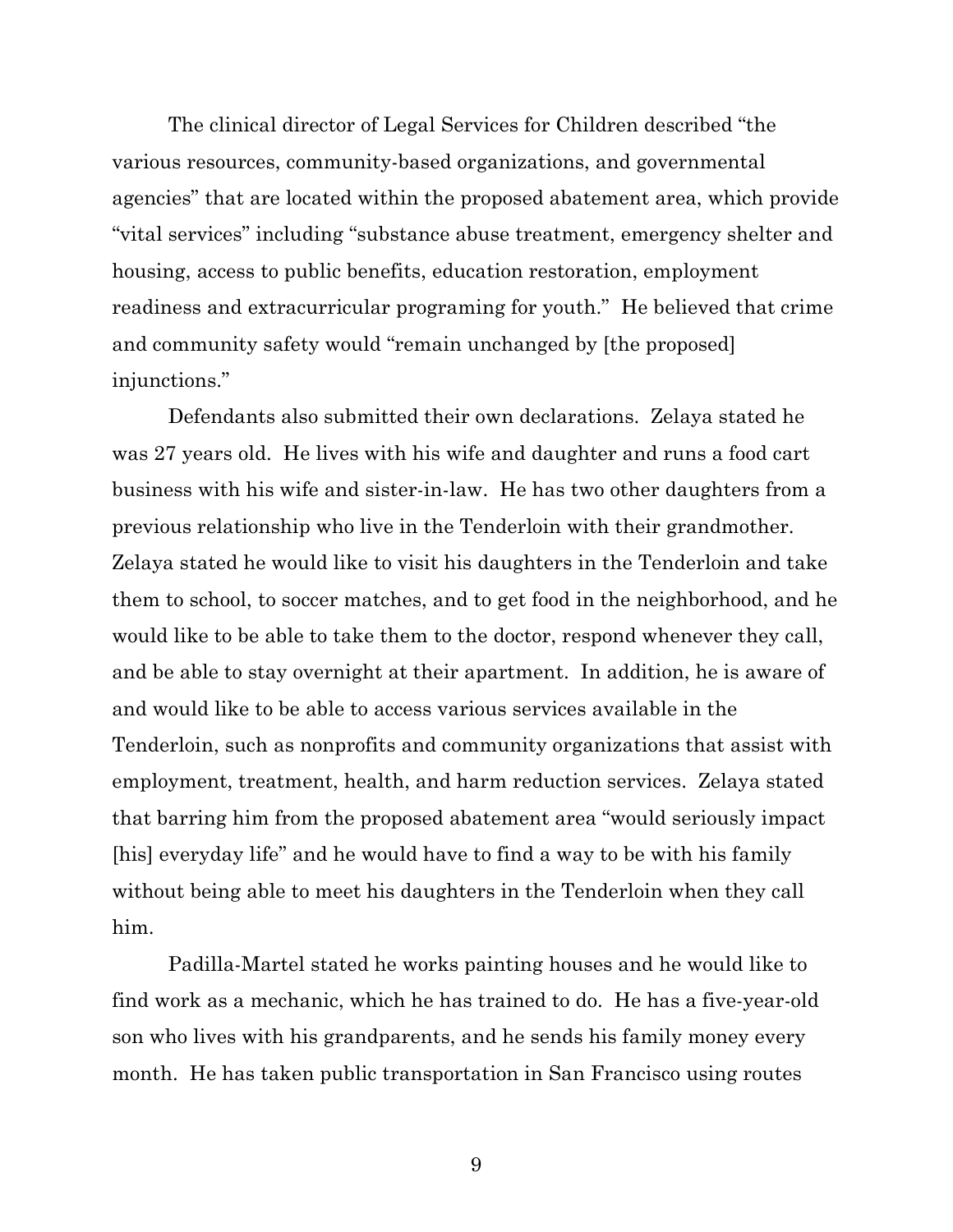The clinical director of Legal Services for Children described "the various resources, community-based organizations, and governmental agencies" that are located within the proposed abatement area, which provide "vital services" including "substance abuse treatment, emergency shelter and housing, access to public benefits, education restoration, employment readiness and extracurricular programing for youth." He believed that crime and community safety would "remain unchanged by [the proposed] injunctions."

Defendants also submitted their own declarations. Zelaya stated he was 27 years old. He lives with his wife and daughter and runs a food cart business with his wife and sister-in-law. He has two other daughters from a previous relationship who live in the Tenderloin with their grandmother. Zelaya stated he would like to visit his daughters in the Tenderloin and take them to school, to soccer matches, and to get food in the neighborhood, and he would like to be able to take them to the doctor, respond whenever they call, and be able to stay overnight at their apartment. In addition, he is aware of and would like to be able to access various services available in the Tenderloin, such as nonprofits and community organizations that assist with employment, treatment, health, and harm reduction services. Zelaya stated that barring him from the proposed abatement area "would seriously impact [his] everyday life" and he would have to find a way to be with his family without being able to meet his daughters in the Tenderloin when they call him.

Padilla-Martel stated he works painting houses and he would like to find work as a mechanic, which he has trained to do. He has a five-year-old son who lives with his grandparents, and he sends his family money every month. He has taken public transportation in San Francisco using routes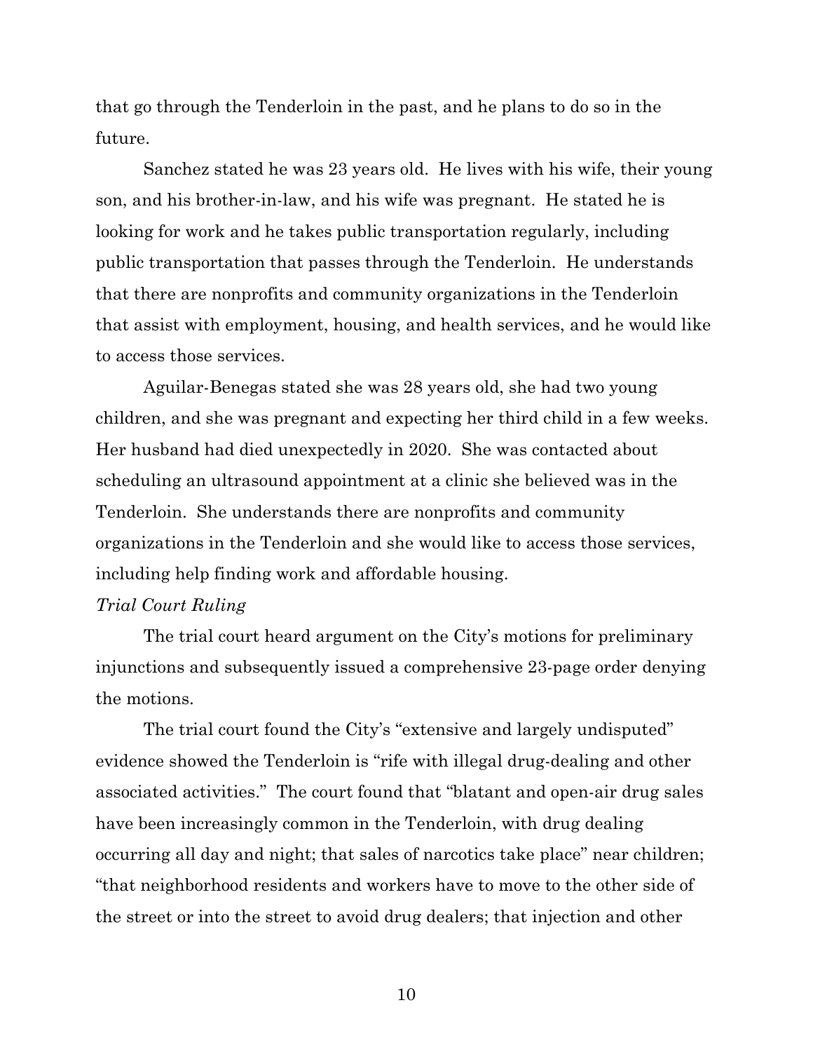that go through the Tenderloin in the past, and he plans to do so in the future.

Sanchez stated he was 23 years old. He lives with his wife, their young son, and his brother-in-law, and his wife was pregnant. He stated he is looking for work and he takes public transportation regularly, including public transportation that passes through the Tenderloin. He understands that there are nonprofits and community organizations in the Tenderloin that assist with employment, housing, and health services, and he would like to access those services.

Aguilar-Benegas stated she was 28 years old, she had two young children, and she was pregnant and expecting her third child in a few weeks. Her husband had died unexpectedly in 2020. She was contacted about scheduling an ultrasound appointment at a clinic she believed was in the Tenderloin. She understands there are nonprofits and community organizations in the Tenderloin and she would like to access those services, including help finding work and affordable housing.

*Trial Court Ruling*

The trial court heard argument on the City's motions for preliminary injunctions and subsequently issued a comprehensive 23-page order denying the motions.

The trial court found the City's "extensive and largely undisputed" evidence showed the Tenderloin is "rife with illegal drug-dealing and other associated activities." The court found that "blatant and open-air drug sales have been increasingly common in the Tenderloin, with drug dealing occurring all day and night; that sales of narcotics take place" near children; "that neighborhood residents and workers have to move to the other side of the street or into the street to avoid drug dealers; that injection and other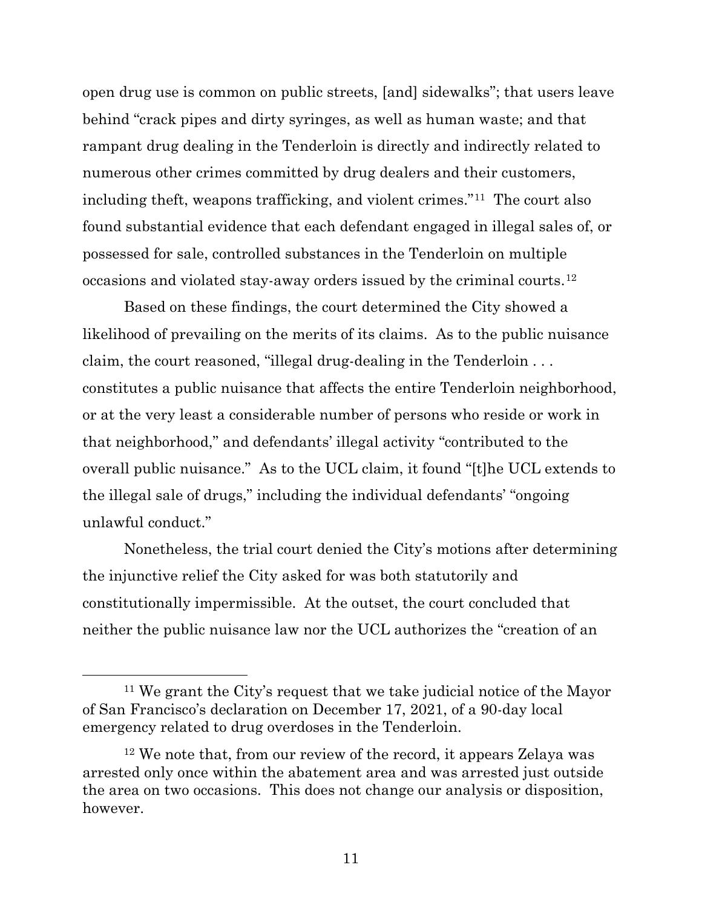open drug use is common on public streets, [and] sidewalks"; that users leave behind "crack pipes and dirty syringes, as well as human waste; and that rampant drug dealing in the Tenderloin is directly and indirectly related to numerous other crimes committed by drug dealers and their customers, including theft, weapons trafficking, and violent crimes."[11] The court also found substantial evidence that each defendant engaged in illegal sales of, or possessed for sale, controlled substances in the Tenderloin on multiple occasions and violated stay-away orders issued by the criminal courts.[12]

Based on these findings, the court determined the City showed a likelihood of prevailing on the merits of its claims. As to the public nuisance claim, the court reasoned, "illegal drug-dealing in the Tenderloin . . . constitutes a public nuisance that affects the entire Tenderloin neighborhood, or at the very least a considerable number of persons who reside or work in that neighborhood," and defendants' illegal activity "contributed to the overall public nuisance." As to the UCL claim, it found "[t]he UCL extends to the illegal sale of drugs," including the individual defendants' "ongoing unlawful conduct."

Nonetheless, the trial court denied the City's motions after determining the injunctive relief the City asked for was both statutorily and constitutionally impermissible. At the outset, the court concluded that neither the public nuisance law nor the UCL authorizes the "creation of an

---

[11] We grant the City's request that we take judicial notice of the Mayor of San Francisco's declaration on December 17, 2021, of a 90-day local emergency related to drug overdoses in the Tenderloin.

[12] We note that, from our review of the record, it appears Zelaya was arrested only once within the abatement area and was arrested just outside the area on two occasions. This does not change our analysis or disposition, however.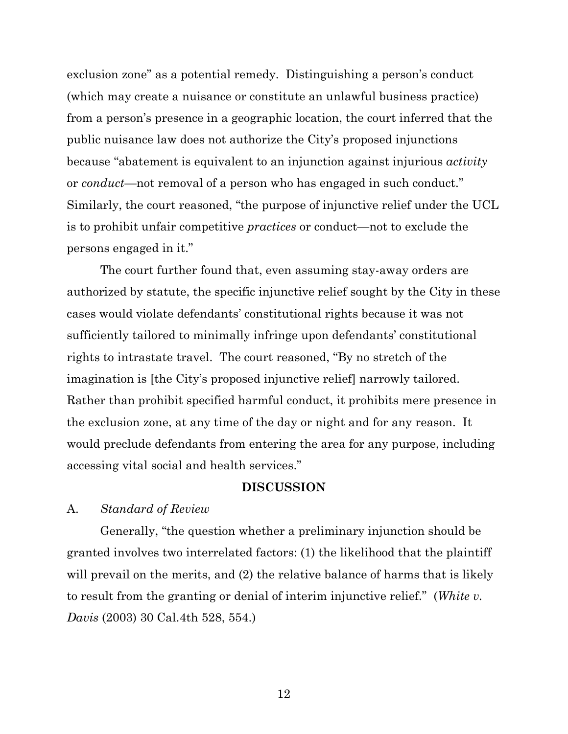exclusion zone" as a potential remedy. Distinguishing a person's conduct (which may create a nuisance or constitute an unlawful business practice) from a person's presence in a geographic location, the court inferred that the public nuisance law does not authorize the City's proposed injunctions because "abatement is equivalent to an injunction against injurious *activity* or *conduct*—not removal of a person who has engaged in such conduct." Similarly, the court reasoned, "the purpose of injunctive relief under the UCL is to prohibit unfair competitive *practices* or conduct—not to exclude the persons engaged in it."

The court further found that, even assuming stay-away orders are authorized by statute, the specific injunctive relief sought by the City in these cases would violate defendants' constitutional rights because it was not sufficiently tailored to minimally infringe upon defendants' constitutional rights to intrastate travel. The court reasoned, "By no stretch of the imagination is [the City's proposed injunctive relief] narrowly tailored. Rather than prohibit specified harmful conduct, it prohibits mere presence in the exclusion zone, at any time of the day or night and for any reason. It would preclude defendants from entering the area for any purpose, including accessing vital social and health services."

**DISCUSSION**

A. *Standard of Review*

Generally, "the question whether a preliminary injunction should be granted involves two interrelated factors: (1) the likelihood that the plaintiff will prevail on the merits, and (2) the relative balance of harms that is likely to result from the granting or denial of interim injunctive relief." (*White v. Davis* (2003) 30 Cal.4th 528, 554.)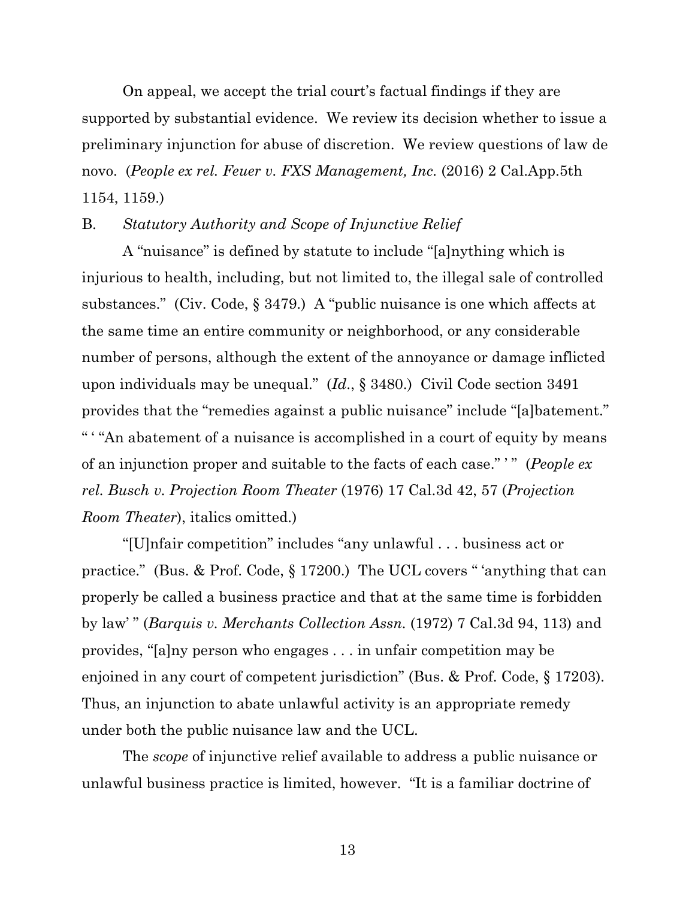On appeal, we accept the trial court's factual findings if they are supported by substantial evidence. We review its decision whether to issue a preliminary injunction for abuse of discretion. We review questions of law de novo. (*People ex rel. Feuer v. FXS Management, Inc.* (2016) 2 Cal.App.5th 1154, 1159.)

B. *Statutory Authority and Scope of Injunctive Relief*

A "nuisance" is defined by statute to include "[a]nything which is injurious to health, including, but not limited to, the illegal sale of controlled substances." (Civ. Code, § 3479.) A "public nuisance is one which affects at the same time an entire community or neighborhood, or any considerable number of persons, although the extent of the annoyance or damage inflicted upon individuals may be unequal." (*Id*., § 3480.) Civil Code section 3491 provides that the "remedies against a public nuisance" include "[a]batement." " ' "An abatement of a nuisance is accomplished in a court of equity by means of an injunction proper and suitable to the facts of each case." ' " (*People ex rel. Busch v. Projection Room Theater* (1976) 17 Cal.3d 42, 57 (*Projection Room Theater*), italics omitted.)

"[U]nfair competition" includes "any unlawful . . . business act or practice." (Bus. & Prof. Code, § 17200.) The UCL covers " 'anything that can properly be called a business practice and that at the same time is forbidden by law' " (*Barquis v. Merchants Collection Assn.* (1972) 7 Cal.3d 94, 113) and provides, "[a]ny person who engages . . . in unfair competition may be enjoined in any court of competent jurisdiction" (Bus. & Prof. Code, § 17203). Thus, an injunction to abate unlawful activity is an appropriate remedy under both the public nuisance law and the UCL.

The *scope* of injunctive relief available to address a public nuisance or unlawful business practice is limited, however. "It is a familiar doctrine of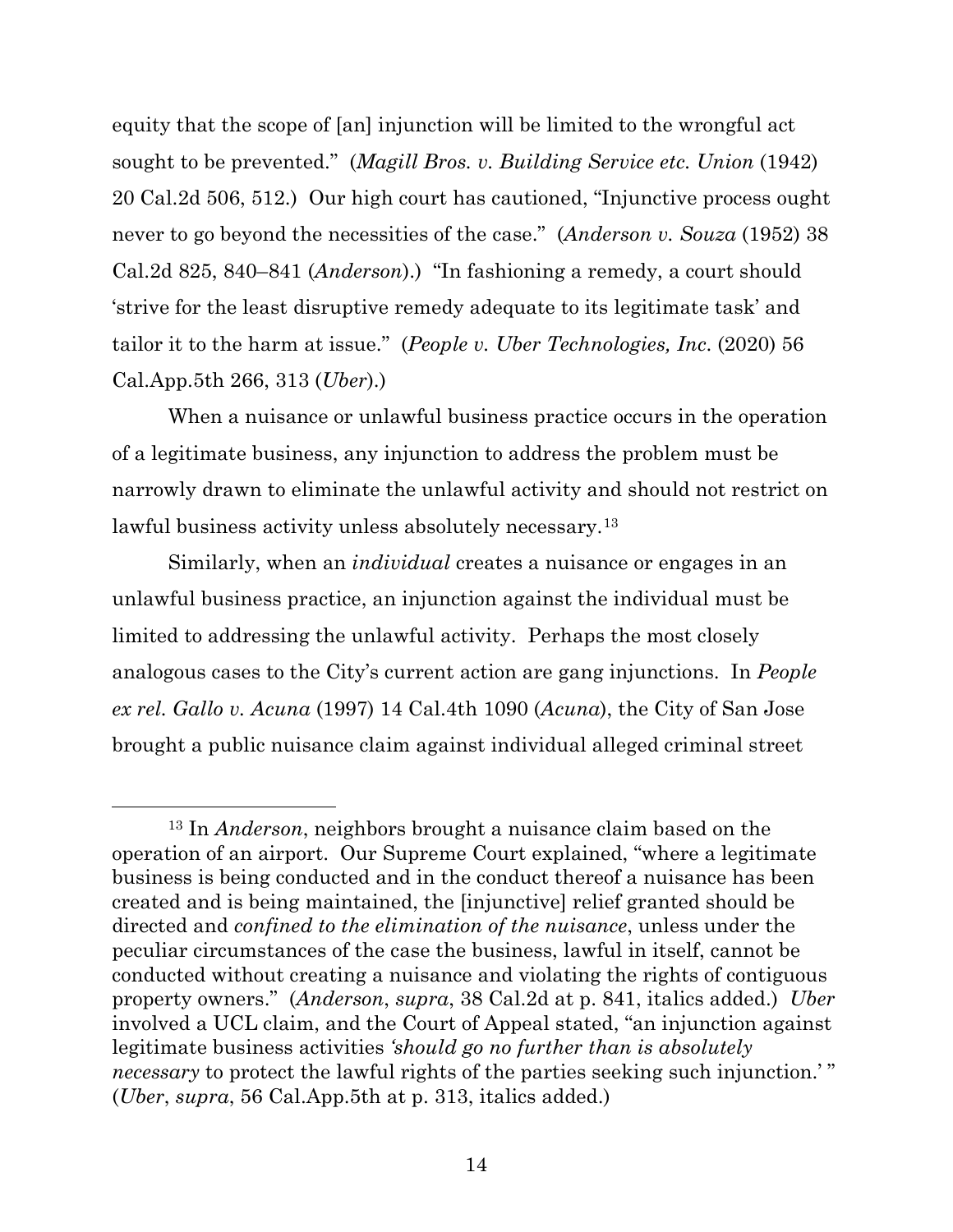equity that the scope of [an] injunction will be limited to the wrongful act sought to be prevented." (*Magill Bros. v. Building Service etc. Union* (1942) 20 Cal.2d 506, 512.) Our high court has cautioned, "Injunctive process ought never to go beyond the necessities of the case." (*Anderson v. Souza* (1952) 38 Cal.2d 825, 840–841 (*Anderson*).) "In fashioning a remedy, a court should 'strive for the least disruptive remedy adequate to its legitimate task' and tailor it to the harm at issue." (*People v. Uber Technologies, Inc.* (2020) 56 Cal.App.5th 266, 313 (*Uber*).)

When a nuisance or unlawful business practice occurs in the operation of a legitimate business, any injunction to address the problem must be narrowly drawn to eliminate the unlawful activity and should not restrict on lawful business activity unless absolutely necessary.[13]

Similarly, when an *individual* creates a nuisance or engages in an unlawful business practice, an injunction against the individual must be limited to addressing the unlawful activity. Perhaps the most closely analogous cases to the City's current action are gang injunctions. In *People ex rel. Gallo v. Acuna* (1997) 14 Cal.4th 1090 (*Acuna*), the City of San Jose brought a public nuisance claim against individual alleged criminal street

---

[13] In *Anderson*, neighbors brought a nuisance claim based on the operation of an airport. Our Supreme Court explained, "where a legitimate business is being conducted and in the conduct thereof a nuisance has been created and is being maintained, the [injunctive] relief granted should be directed and *confined to the elimination of the nuisance*, unless under the peculiar circumstances of the case the business, lawful in itself, cannot be conducted without creating a nuisance and violating the rights of contiguous property owners." (*Anderson*, *supra*, 38 Cal.2d at p. 841, italics added.) *Uber* involved a UCL claim, and the Court of Appeal stated, "an injunction against legitimate business activities *'should go no further than is absolutely necessary* to protect the lawful rights of the parties seeking such injunction.' " (*Uber*, *supra*, 56 Cal.App.5th at p. 313, italics added.)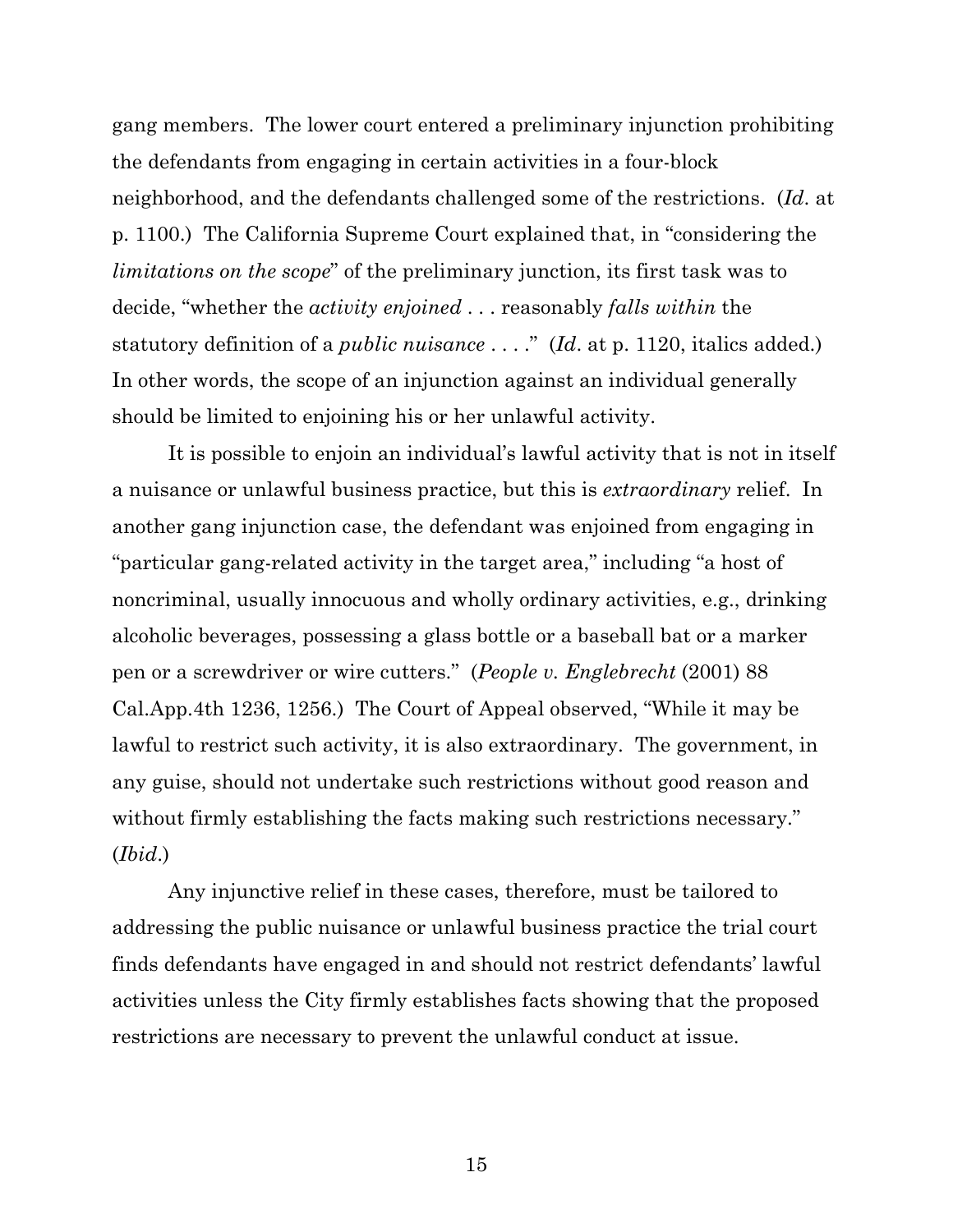gang members. The lower court entered a preliminary injunction prohibiting the defendants from engaging in certain activities in a four-block neighborhood, and the defendants challenged some of the restrictions. (*Id*. at p. 1100.) The California Supreme Court explained that, in "considering the *limitations on the scope*" of the preliminary junction, its first task was to decide, "whether the *activity enjoined* . . . reasonably *falls within* the statutory definition of a *public nuisance* . . . ." (*Id*. at p. 1120, italics added.) In other words, the scope of an injunction against an individual generally should be limited to enjoining his or her unlawful activity.

It is possible to enjoin an individual's lawful activity that is not in itself a nuisance or unlawful business practice, but this is *extraordinary* relief. In another gang injunction case, the defendant was enjoined from engaging in "particular gang-related activity in the target area," including "a host of noncriminal, usually innocuous and wholly ordinary activities, e.g., drinking alcoholic beverages, possessing a glass bottle or a baseball bat or a marker pen or a screwdriver or wire cutters." (*People v. Englebrecht* (2001) 88 Cal.App.4th 1236, 1256.) The Court of Appeal observed, "While it may be lawful to restrict such activity, it is also extraordinary. The government, in any guise, should not undertake such restrictions without good reason and without firmly establishing the facts making such restrictions necessary." (*Ibid*.)

Any injunctive relief in these cases, therefore, must be tailored to addressing the public nuisance or unlawful business practice the trial court finds defendants have engaged in and should not restrict defendants' lawful activities unless the City firmly establishes facts showing that the proposed restrictions are necessary to prevent the unlawful conduct at issue.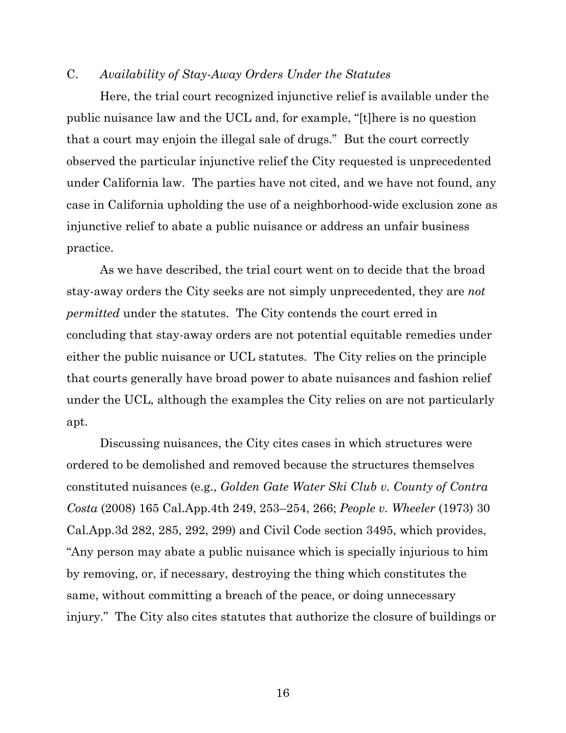### C. *Availability of Stay-Away Orders Under the Statutes*

Here, the trial court recognized injunctive relief is available under the public nuisance law and the UCL and, for example, "[t]here is no question that a court may enjoin the illegal sale of drugs." But the court correctly observed the particular injunctive relief the City requested is unprecedented under California law. The parties have not cited, and we have not found, any case in California upholding the use of a neighborhood-wide exclusion zone as injunctive relief to abate a public nuisance or address an unfair business practice.

As we have described, the trial court went on to decide that the broad stay-away orders the City seeks are not simply unprecedented, they are *not permitted* under the statutes. The City contends the court erred in concluding that stay-away orders are not potential equitable remedies under either the public nuisance or UCL statutes. The City relies on the principle that courts generally have broad power to abate nuisances and fashion relief under the UCL, although the examples the City relies on are not particularly apt.

Discussing nuisances, the City cites cases in which structures were ordered to be demolished and removed because the structures themselves constituted nuisances (e.g., *Golden Gate Water Ski Club v. County of Contra Costa* (2008) 165 Cal.App.4th 249, 253–254, 266; *People v. Wheeler* (1973) 30 Cal.App.3d 282, 285, 292, 299) and Civil Code section 3495, which provides, "Any person may abate a public nuisance which is specially injurious to him by removing, or, if necessary, destroying the thing which constitutes the same, without committing a breach of the peace, or doing unnecessary injury." The City also cites statutes that authorize the closure of buildings or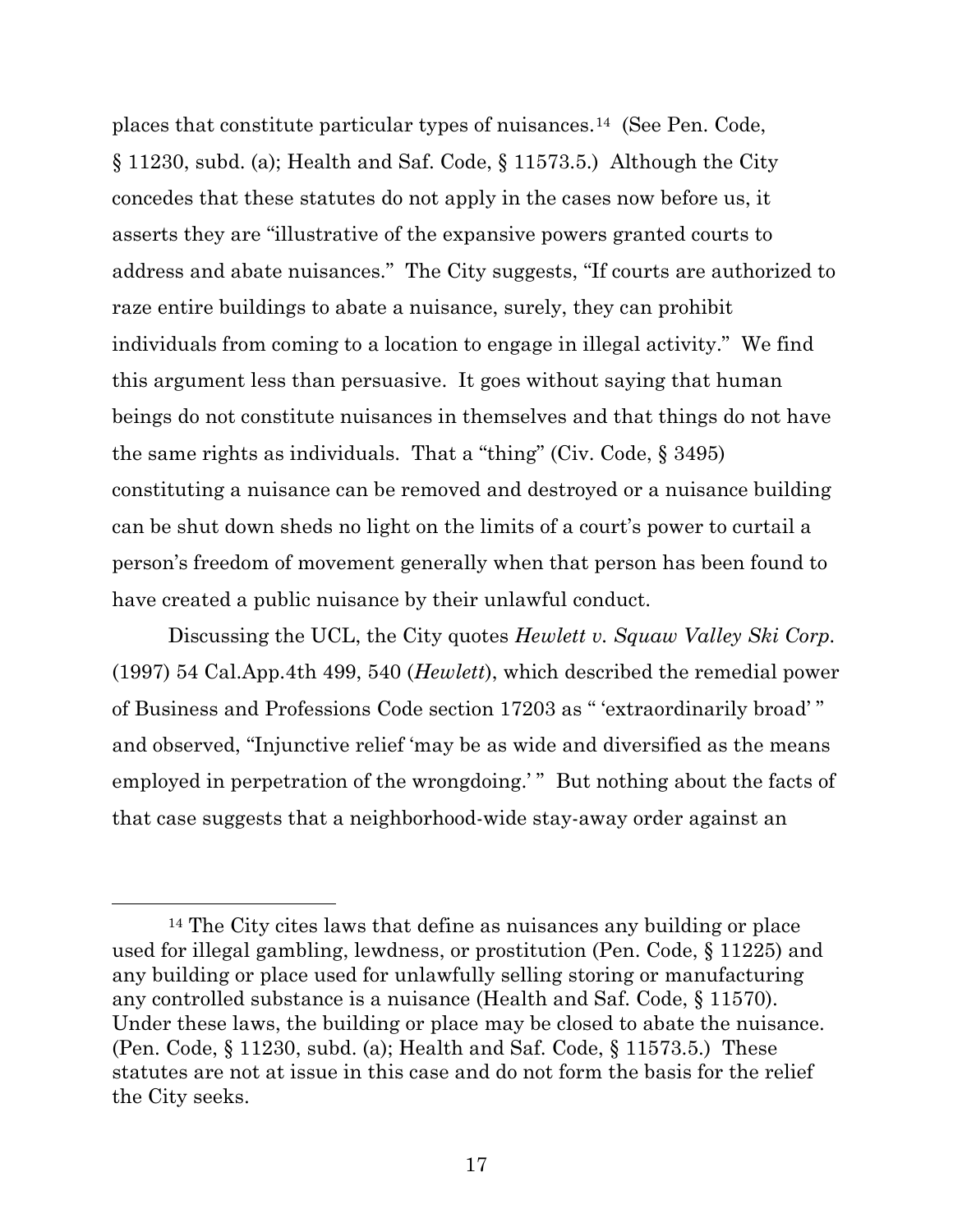places that constitute particular types of nuisances.[14] (See Pen. Code, § 11230, subd. (a); Health and Saf. Code, § 11573.5.) Although the City concedes that these statutes do not apply in the cases now before us, it asserts they are "illustrative of the expansive powers granted courts to address and abate nuisances." The City suggests, "If courts are authorized to raze entire buildings to abate a nuisance, surely, they can prohibit individuals from coming to a location to engage in illegal activity." We find this argument less than persuasive. It goes without saying that human beings do not constitute nuisances in themselves and that things do not have the same rights as individuals. That a "thing" (Civ. Code, § 3495) constituting a nuisance can be removed and destroyed or a nuisance building can be shut down sheds no light on the limits of a court's power to curtail a person's freedom of movement generally when that person has been found to have created a public nuisance by their unlawful conduct.

Discussing the UCL, the City quotes *Hewlett v. Squaw Valley Ski Corp.* (1997) 54 Cal.App.4th 499, 540 (*Hewlett*), which described the remedial power of Business and Professions Code section 17203 as " 'extraordinarily broad' " and observed, "Injunctive relief 'may be as wide and diversified as the means employed in perpetration of the wrongdoing.' " But nothing about the facts of that case suggests that a neighborhood-wide stay-away order against an

---

[14] The City cites laws that define as nuisances any building or place used for illegal gambling, lewdness, or prostitution (Pen. Code, § 11225) and any building or place used for unlawfully selling storing or manufacturing any controlled substance is a nuisance (Health and Saf. Code, § 11570). Under these laws, the building or place may be closed to abate the nuisance. (Pen. Code, § 11230, subd. (a); Health and Saf. Code, § 11573.5.) These statutes are not at issue in this case and do not form the basis for the relief the City seeks.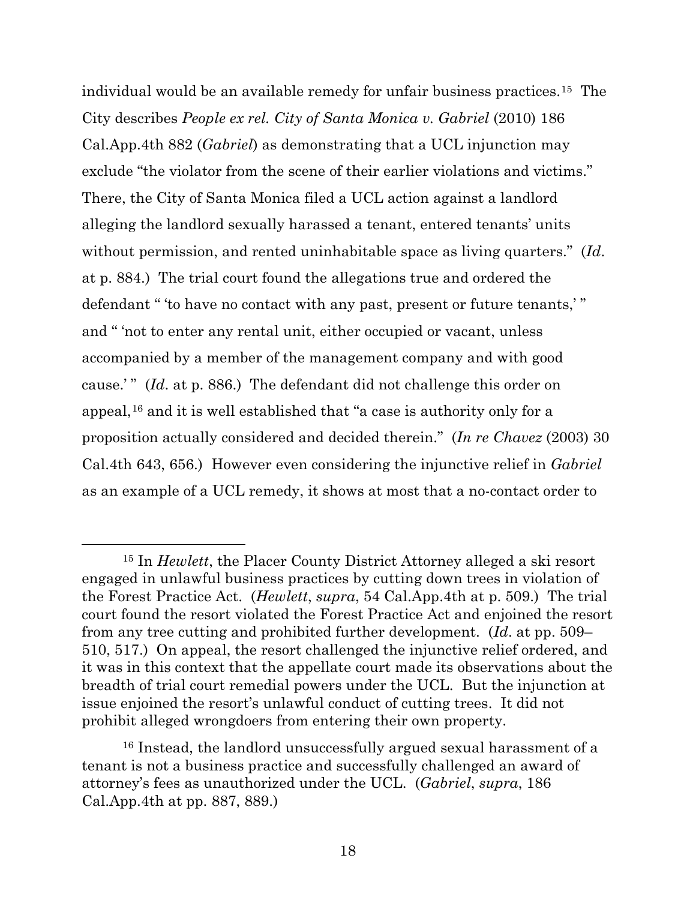individual would be an available remedy for unfair business practices.[15] The City describes *People ex rel. City of Santa Monica v. Gabriel* (2010) 186 Cal.App.4th 882 (*Gabriel*) as demonstrating that a UCL injunction may exclude "the violator from the scene of their earlier violations and victims." There, the City of Santa Monica filed a UCL action against a landlord alleging the landlord sexually harassed a tenant, entered tenants' units without permission, and rented uninhabitable space as living quarters." (*Id*. at p. 884.) The trial court found the allegations true and ordered the defendant " 'to have no contact with any past, present or future tenants,' " and " 'not to enter any rental unit, either occupied or vacant, unless accompanied by a member of the management company and with good cause.' " (*Id*. at p. 886.) The defendant did not challenge this order on appeal,[16] and it is well established that "a case is authority only for a proposition actually considered and decided therein." (*In re Chavez* (2003) 30 Cal.4th 643, 656.) However even considering the injunctive relief in *Gabriel* as an example of a UCL remedy, it shows at most that a no-contact order to

---

[15] In *Hewlett*, the Placer County District Attorney alleged a ski resort engaged in unlawful business practices by cutting down trees in violation of the Forest Practice Act. (*Hewlett*, *supra*, 54 Cal.App.4th at p. 509.) The trial court found the resort violated the Forest Practice Act and enjoined the resort from any tree cutting and prohibited further development. (*Id*. at pp. 509–510, 517.) On appeal, the resort challenged the injunctive relief ordered, and it was in this context that the appellate court made its observations about the breadth of trial court remedial powers under the UCL. But the injunction at issue enjoined the resort's unlawful conduct of cutting trees. It did not prohibit alleged wrongdoers from entering their own property.

[16] Instead, the landlord unsuccessfully argued sexual harassment of a tenant is not a business practice and successfully challenged an award of attorney's fees as unauthorized under the UCL. (*Gabriel*, *supra*, 186 Cal.App.4th at pp. 887, 889.)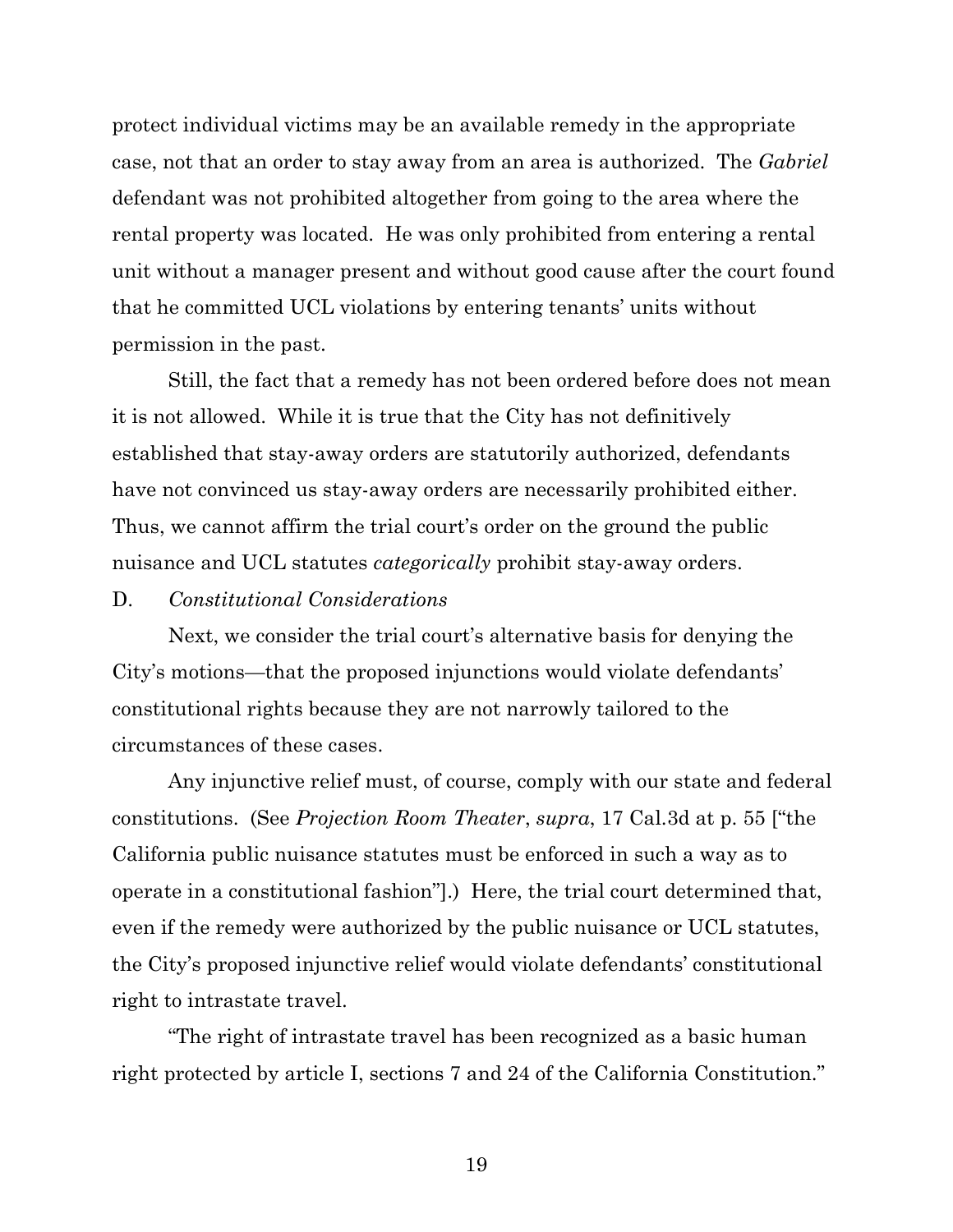protect individual victims may be an available remedy in the appropriate case, not that an order to stay away from an area is authorized. The *Gabriel* defendant was not prohibited altogether from going to the area where the rental property was located. He was only prohibited from entering a rental unit without a manager present and without good cause after the court found that he committed UCL violations by entering tenants' units without permission in the past.

Still, the fact that a remedy has not been ordered before does not mean it is not allowed. While it is true that the City has not definitively established that stay-away orders are statutorily authorized, defendants have not convinced us stay-away orders are necessarily prohibited either. Thus, we cannot affirm the trial court's order on the ground the public nuisance and UCL statutes *categorically* prohibit stay-away orders.

D. *Constitutional Considerations*

Next, we consider the trial court's alternative basis for denying the City's motions—that the proposed injunctions would violate defendants' constitutional rights because they are not narrowly tailored to the circumstances of these cases.

Any injunctive relief must, of course, comply with our state and federal constitutions. (See *Projection Room Theater*, *supra*, 17 Cal.3d at p. 55 ["the California public nuisance statutes must be enforced in such a way as to operate in a constitutional fashion"].) Here, the trial court determined that, even if the remedy were authorized by the public nuisance or UCL statutes, the City's proposed injunctive relief would violate defendants' constitutional right to intrastate travel.

"The right of intrastate travel has been recognized as a basic human right protected by article I, sections 7 and 24 of the California Constitution."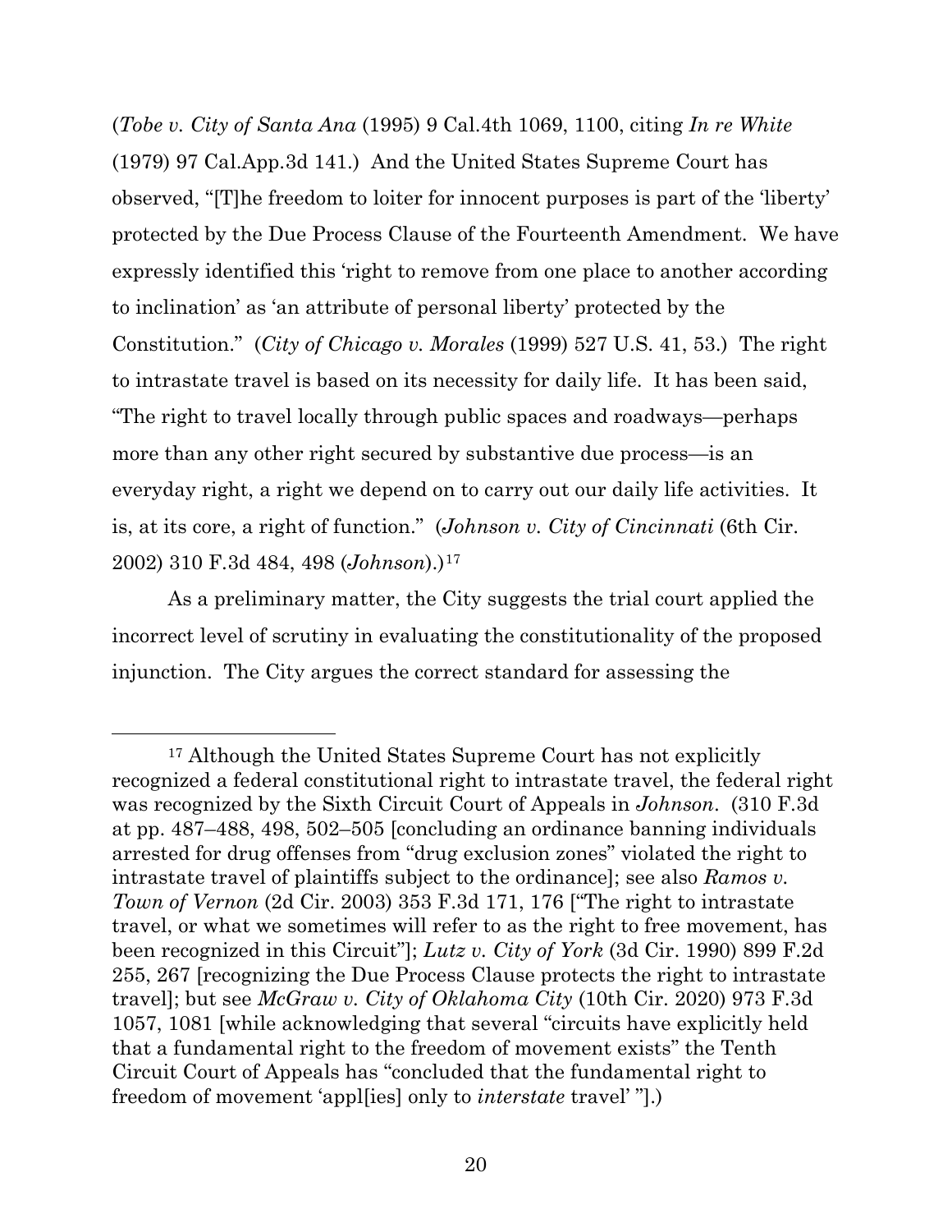(*Tobe v. City of Santa Ana* (1995) 9 Cal.4th 1069, 1100, citing *In re White* (1979) 97 Cal.App.3d 141.) And the United States Supreme Court has observed, "[T]he freedom to loiter for innocent purposes is part of the 'liberty' protected by the Due Process Clause of the Fourteenth Amendment. We have expressly identified this 'right to remove from one place to another according to inclination' as 'an attribute of personal liberty' protected by the Constitution." (*City of Chicago v. Morales* (1999) 527 U.S. 41, 53.) The right to intrastate travel is based on its necessity for daily life. It has been said, "The right to travel locally through public spaces and roadways—perhaps more than any other right secured by substantive due process—is an everyday right, a right we depend on to carry out our daily life activities. It is, at its core, a right of function." (*Johnson v. City of Cincinnati* (6th Cir. 2002) 310 F.3d 484, 498 (*Johnson*).)[17]

As a preliminary matter, the City suggests the trial court applied the incorrect level of scrutiny in evaluating the constitutionality of the proposed injunction. The City argues the correct standard for assessing the

---

[17] Although the United States Supreme Court has not explicitly recognized a federal constitutional right to intrastate travel, the federal right was recognized by the Sixth Circuit Court of Appeals in *Johnson*. (310 F.3d at pp. 487–488, 498, 502–505 [concluding an ordinance banning individuals arrested for drug offenses from "drug exclusion zones" violated the right to intrastate travel of plaintiffs subject to the ordinance]; see also *Ramos v. Town of Vernon* (2d Cir. 2003) 353 F.3d 171, 176 ["The right to intrastate travel, or what we sometimes will refer to as the right to free movement, has been recognized in this Circuit"]; *Lutz v. City of York* (3d Cir. 1990) 899 F.2d 255, 267 [recognizing the Due Process Clause protects the right to intrastate travel]; but see *McGraw v. City of Oklahoma City* (10th Cir. 2020) 973 F.3d 1057, 1081 [while acknowledging that several "circuits have explicitly held that a fundamental right to the freedom of movement exists" the Tenth Circuit Court of Appeals has "concluded that the fundamental right to freedom of movement 'appl[ies] only to *interstate* travel' "].)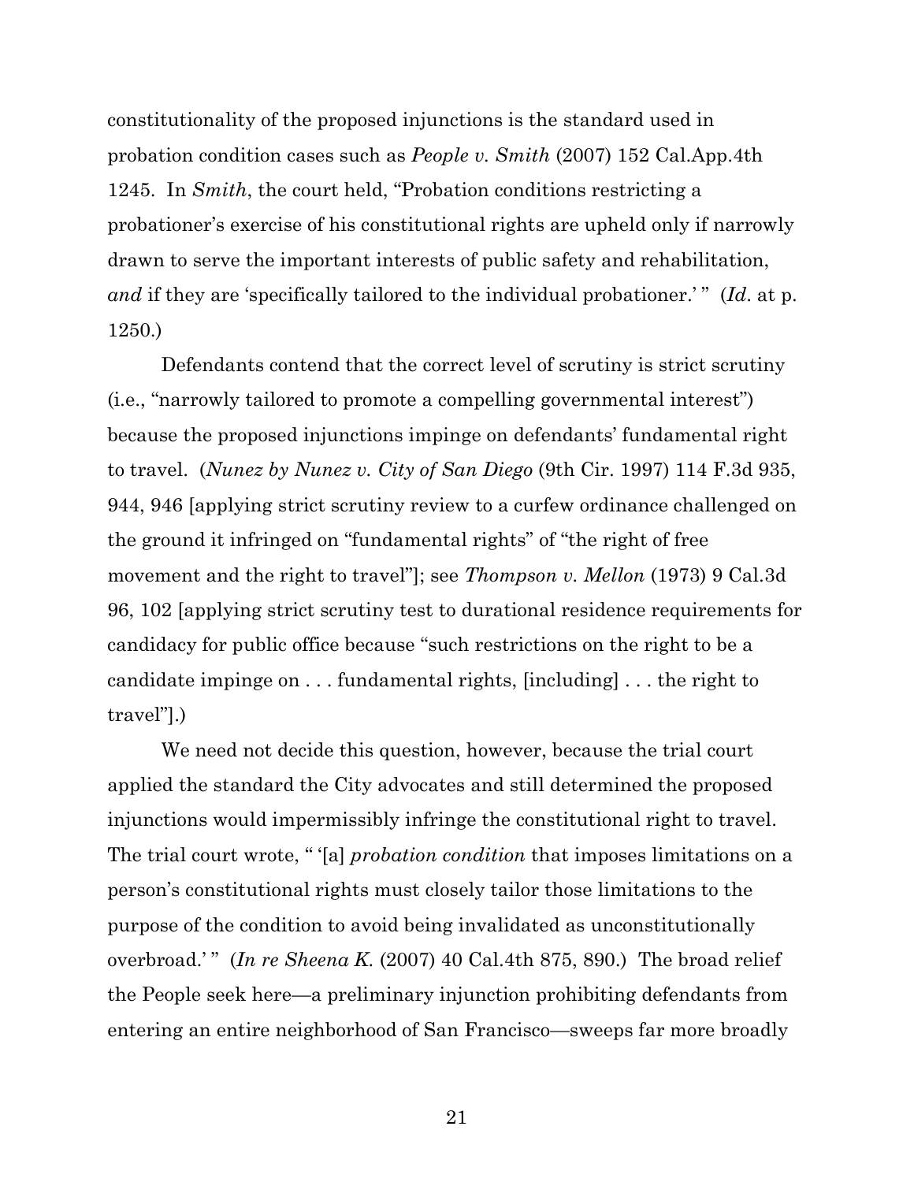constitutionality of the proposed injunctions is the standard used in probation condition cases such as *People v. Smith* (2007) 152 Cal.App.4th 1245. In *Smith*, the court held, "Probation conditions restricting a probationer's exercise of his constitutional rights are upheld only if narrowly drawn to serve the important interests of public safety and rehabilitation, *and* if they are 'specifically tailored to the individual probationer.' " (*Id*. at p. 1250.)

Defendants contend that the correct level of scrutiny is strict scrutiny (i.e., "narrowly tailored to promote a compelling governmental interest") because the proposed injunctions impinge on defendants' fundamental right to travel. (*Nunez by Nunez v. City of San Diego* (9th Cir. 1997) 114 F.3d 935, 944, 946 [applying strict scrutiny review to a curfew ordinance challenged on the ground it infringed on "fundamental rights" of "the right of free movement and the right to travel"]; see *Thompson v. Mellon* (1973) 9 Cal.3d 96, 102 [applying strict scrutiny test to durational residence requirements for candidacy for public office because "such restrictions on the right to be a candidate impinge on . . . fundamental rights, [including] . . . the right to travel"].)

We need not decide this question, however, because the trial court applied the standard the City advocates and still determined the proposed injunctions would impermissibly infringe the constitutional right to travel. The trial court wrote, " '[a] *probation condition* that imposes limitations on a person's constitutional rights must closely tailor those limitations to the purpose of the condition to avoid being invalidated as unconstitutionally overbroad.' " (*In re Sheena K.* (2007) 40 Cal.4th 875, 890.) The broad relief the People seek here—a preliminary injunction prohibiting defendants from entering an entire neighborhood of San Francisco—sweeps far more broadly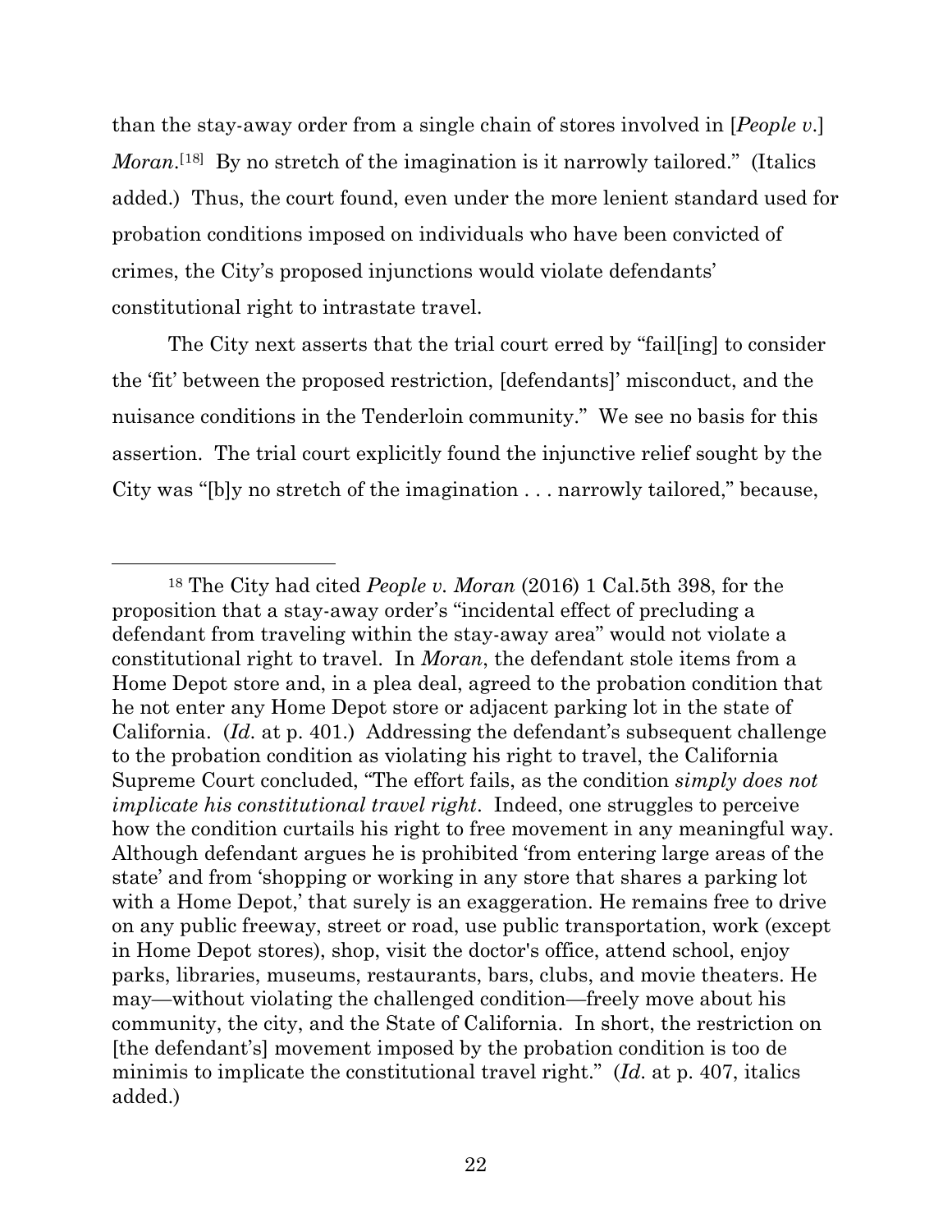than the stay-away order from a single chain of stores involved in [*People v.*] *Moran*.[18] By no stretch of the imagination is it narrowly tailored." (Italics added.) Thus, the court found, even under the more lenient standard used for probation conditions imposed on individuals who have been convicted of crimes, the City's proposed injunctions would violate defendants' constitutional right to intrastate travel.

The City next asserts that the trial court erred by "fail[ing] to consider the 'fit' between the proposed restriction, [defendants]' misconduct, and the nuisance conditions in the Tenderloin community." We see no basis for this assertion. The trial court explicitly found the injunctive relief sought by the City was "[b]y no stretch of the imagination . . . narrowly tailored," because,

---

[18] The City had cited *People v. Moran* (2016) 1 Cal.5th 398, for the proposition that a stay-away order's "incidental effect of precluding a defendant from traveling within the stay-away area" would not violate a constitutional right to travel. In *Moran*, the defendant stole items from a Home Depot store and, in a plea deal, agreed to the probation condition that he not enter any Home Depot store or adjacent parking lot in the state of California. (*Id*. at p. 401.) Addressing the defendant's subsequent challenge to the probation condition as violating his right to travel, the California Supreme Court concluded, "The effort fails, as the condition *simply does not implicate his constitutional travel right*. Indeed, one struggles to perceive how the condition curtails his right to free movement in any meaningful way. Although defendant argues he is prohibited 'from entering large areas of the state' and from 'shopping or working in any store that shares a parking lot with a Home Depot,' that surely is an exaggeration. He remains free to drive on any public freeway, street or road, use public transportation, work (except in Home Depot stores), shop, visit the doctor's office, attend school, enjoy parks, libraries, museums, restaurants, bars, clubs, and movie theaters. He may—without violating the challenged condition—freely move about his community, the city, and the State of California. In short, the restriction on [the defendant's] movement imposed by the probation condition is too de minimis to implicate the constitutional travel right." (*Id*. at p. 407, italics added.)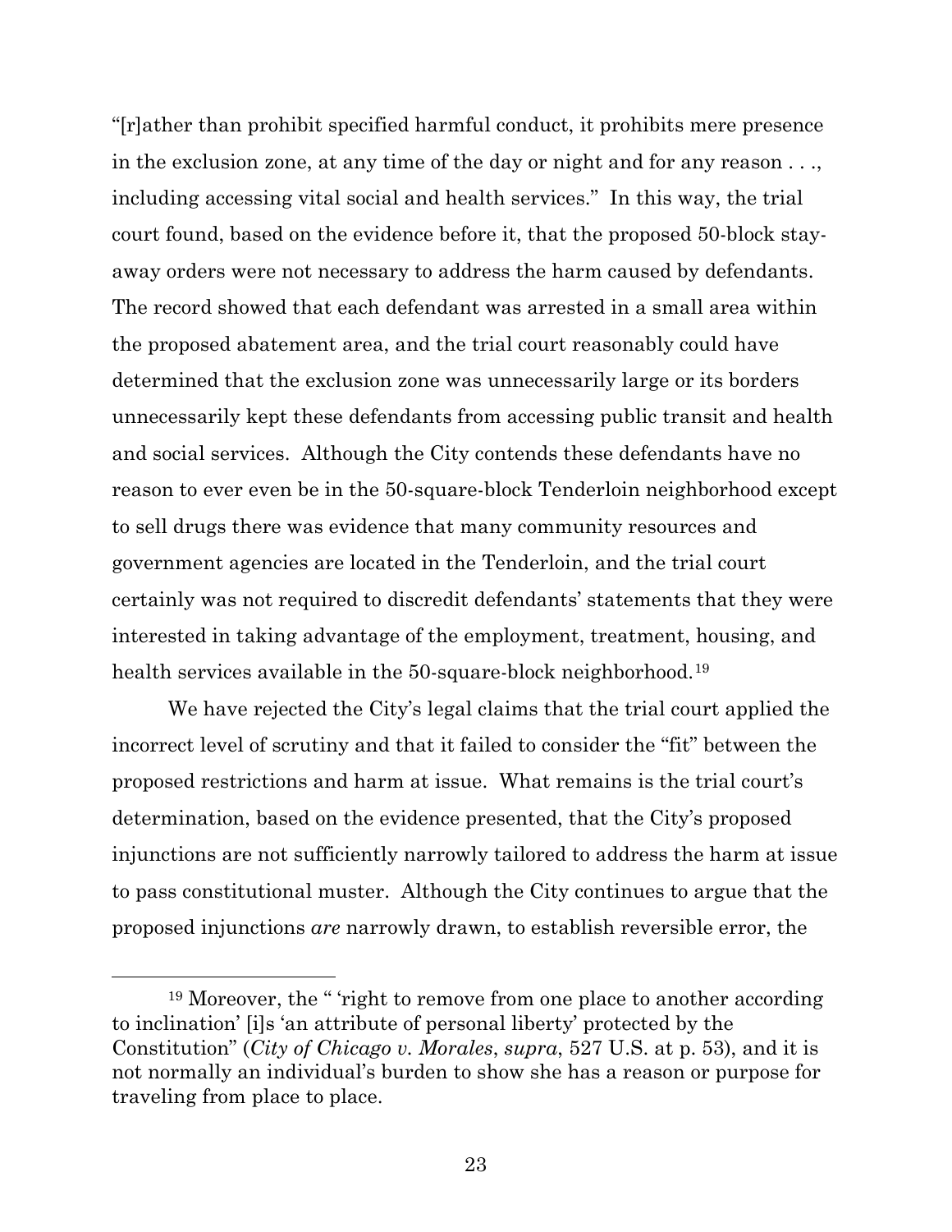"[r]ather than prohibit specified harmful conduct, it prohibits mere presence in the exclusion zone, at any time of the day or night and for any reason . . ., including accessing vital social and health services." In this way, the trial court found, based on the evidence before it, that the proposed 50-block stay-away orders were not necessary to address the harm caused by defendants. The record showed that each defendant was arrested in a small area within the proposed abatement area, and the trial court reasonably could have determined that the exclusion zone was unnecessarily large or its borders unnecessarily kept these defendants from accessing public transit and health and social services. Although the City contends these defendants have no reason to ever even be in the 50-square-block Tenderloin neighborhood except to sell drugs there was evidence that many community resources and government agencies are located in the Tenderloin, and the trial court certainly was not required to discredit defendants' statements that they were interested in taking advantage of the employment, treatment, housing, and health services available in the 50-square-block neighborhood.[19]

We have rejected the City's legal claims that the trial court applied the incorrect level of scrutiny and that it failed to consider the "fit" between the proposed restrictions and harm at issue. What remains is the trial court's determination, based on the evidence presented, that the City's proposed injunctions are not sufficiently narrowly tailored to address the harm at issue to pass constitutional muster. Although the City continues to argue that the proposed injunctions *are* narrowly drawn, to establish reversible error, the

---

[19] Moreover, the " 'right to remove from one place to another according to inclination' [i]s 'an attribute of personal liberty' protected by the Constitution" (*City of Chicago v. Morales*, *supra*, 527 U.S. at p. 53), and it is not normally an individual's burden to show she has a reason or purpose for traveling from place to place.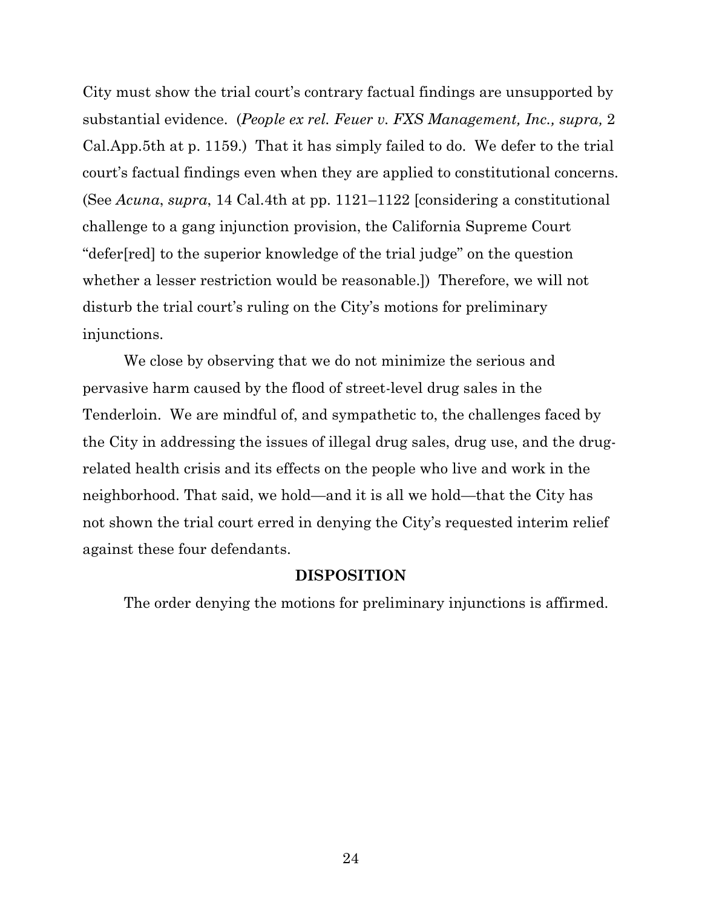City must show the trial court's contrary factual findings are unsupported by substantial evidence. (*People ex rel. Feuer v. FXS Management, Inc., supra,* 2 Cal.App.5th at p. 1159.) That it has simply failed to do. We defer to the trial court's factual findings even when they are applied to constitutional concerns. (See *Acuna*, *supra*, 14 Cal.4th at pp. 1121–1122 [considering a constitutional challenge to a gang injunction provision, the California Supreme Court "defer[red] to the superior knowledge of the trial judge" on the question whether a lesser restriction would be reasonable.]) Therefore, we will not disturb the trial court's ruling on the City's motions for preliminary injunctions.

We close by observing that we do not minimize the serious and pervasive harm caused by the flood of street-level drug sales in the Tenderloin. We are mindful of, and sympathetic to, the challenges faced by the City in addressing the issues of illegal drug sales, drug use, and the drug-related health crisis and its effects on the people who live and work in the neighborhood. That said, we hold—and it is all we hold—that the City has not shown the trial court erred in denying the City's requested interim relief against these four defendants.

**DISPOSITION**

The order denying the motions for preliminary injunctions is affirmed.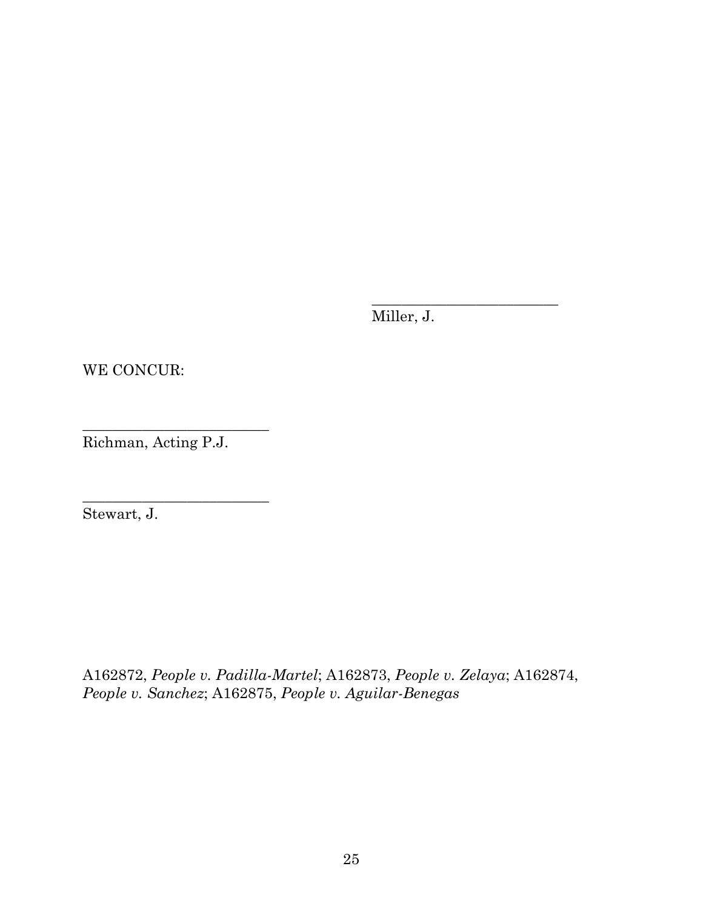_________________________
Miller, J.

WE CONCUR:

_________________________
Richman, Acting P.J.

_________________________
Stewart, J.

A162872, *People v. Padilla-Martel*; A162873, *People v. Zelaya*; A162874, *People v. Sanchez*; A162875, *People v. Aguilar-Benegas*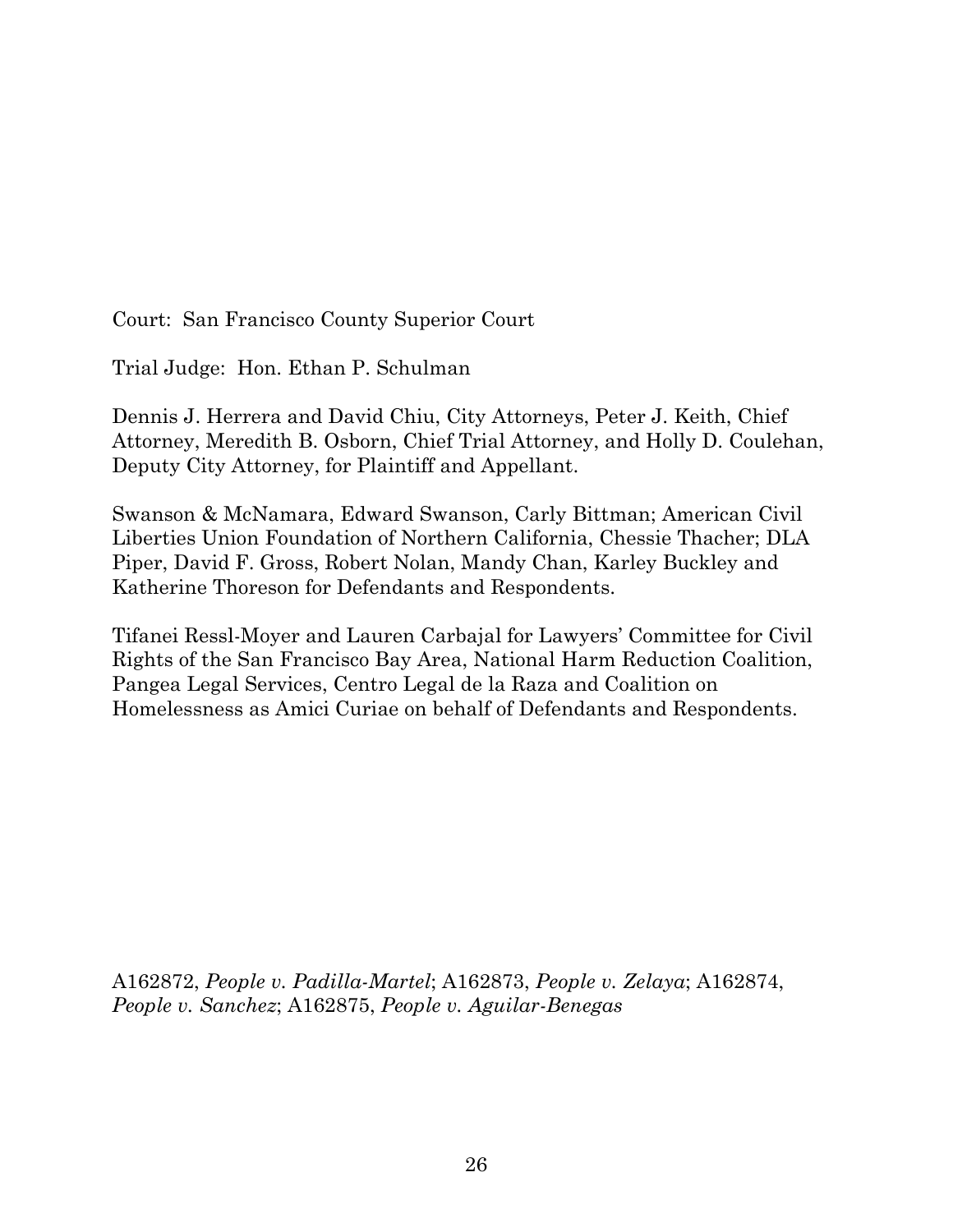Court: San Francisco County Superior Court

Trial Judge: Hon. Ethan P. Schulman

Dennis J. Herrera and David Chiu, City Attorneys, Peter J. Keith, Chief Attorney, Meredith B. Osborn, Chief Trial Attorney, and Holly D. Coulehan, Deputy City Attorney, for Plaintiff and Appellant.

Swanson & McNamara, Edward Swanson, Carly Bittman; American Civil Liberties Union Foundation of Northern California, Chessie Thacher; DLA Piper, David F. Gross, Robert Nolan, Mandy Chan, Karley Buckley and Katherine Thoreson for Defendants and Respondents.

Tifanei Ressl-Moyer and Lauren Carbajal for Lawyers' Committee for Civil Rights of the San Francisco Bay Area, National Harm Reduction Coalition, Pangea Legal Services, Centro Legal de la Raza and Coalition on Homelessness as Amici Curiae on behalf of Defendants and Respondents.

A162872, *People v. Padilla-Martel*; A162873, *People v. Zelaya*; A162874, *People v. Sanchez*; A162875, *People v. Aguilar-Benegas*